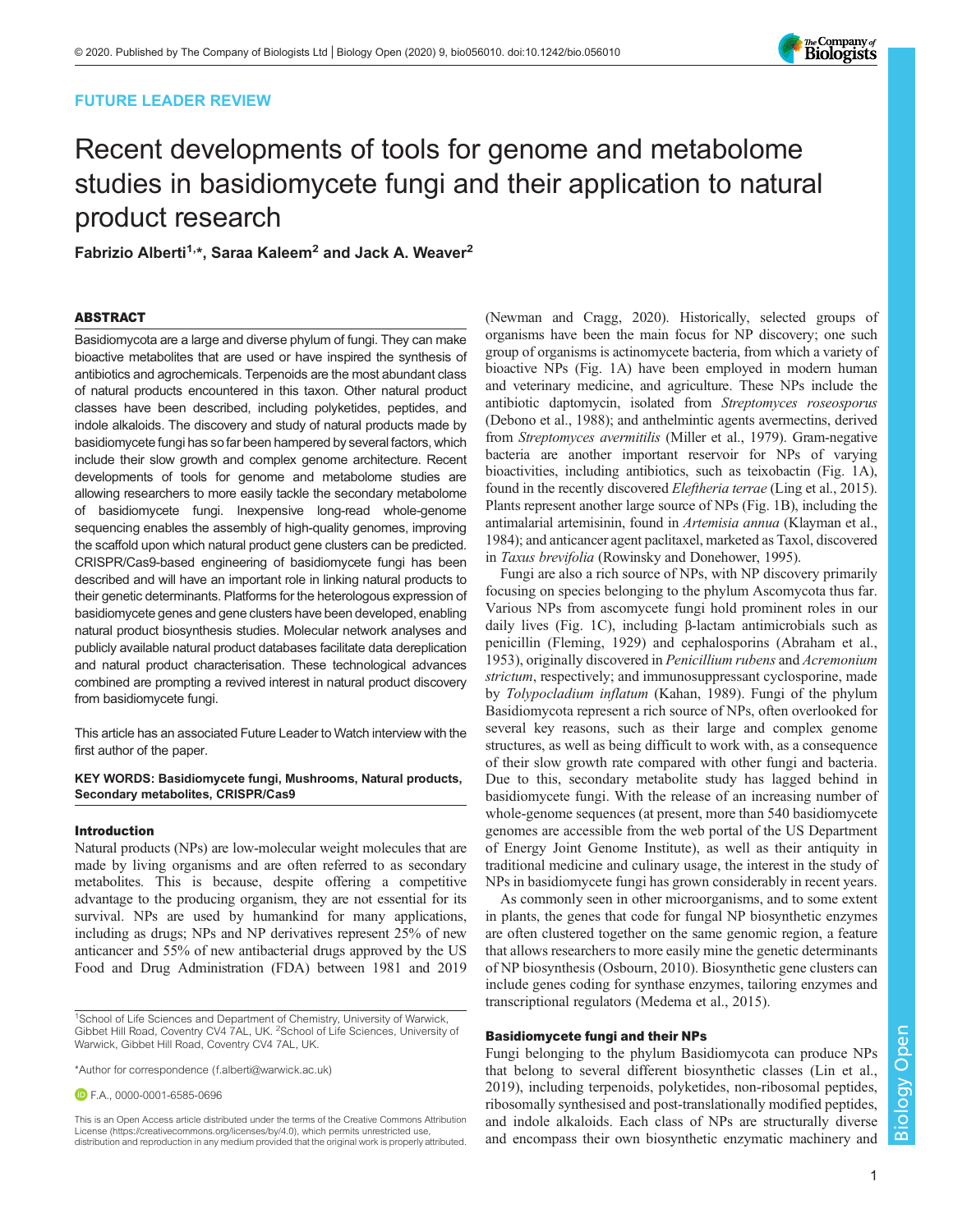FUTURE LEADER REVIEW

# Recent developments of tools for genome and metabolome studies in basidiomycete fungi and their application to natural product research

Fabrizio Alberti[1,*], Saraa Kaleem[2] and Jack A. Weaver[2]

## ABSTRACT

Basidiomycota are a large and diverse phylum of fungi. They can make bioactive metabolites that are used or have inspired the synthesis of antibiotics and agrochemicals. Terpenoids are the most abundant class of natural products encountered in this taxon. Other natural product classes have been described, including polyketides, peptides, and indole alkaloids. The discovery and study of natural products made by basidiomycete fungi has so far been hampered by several factors, which include their slow growth and complex genome architecture. Recent developments of tools for genome and metabolome studies are allowing researchers to more easily tackle the secondary metabolome of basidiomycete fungi. Inexpensive long-read whole-genome sequencing enables the assembly of high-quality genomes, improving the scaffold upon which natural product gene clusters can be predicted. CRISPR/Cas9-based engineering of basidiomycete fungi has been described and will have an important role in linking natural products to their genetic determinants. Platforms for the heterologous expression of basidiomycete genes and gene clusters have been developed, enabling natural product biosynthesis studies. Molecular network analyses and publicly available natural product databases facilitate data dereplication and natural product characterisation. These technological advances combined are prompting a revived interest in natural product discovery from basidiomycete fungi.

This article has an associated Future Leader to Watch interview with the first author of the paper.

**KEY WORDS: Basidiomycete fungi, Mushrooms, Natural products, Secondary metabolites, CRISPR/Cas9**

## Introduction

Natural products (NPs) are low-molecular weight molecules that are made by living organisms and are often referred to as secondary metabolites. This is because, despite offering a competitive advantage to the producing organism, they are not essential for its survival. NPs are used by humankind for many applications, including as drugs; NPs and NP derivatives represent 25% of new anticancer and 55% of new antibacterial drugs approved by the US Food and Drug Administration (FDA) between 1981 and 2019 (Newman and Cragg, 2020). Historically, selected groups of organisms have been the main focus for NP discovery; one such group of organisms is actinomycete bacteria, from which a variety of bioactive NPs (Fig. 1A) have been employed in modern human and veterinary medicine, and agriculture. These NPs include the antibiotic daptomycin, isolated from *Streptomyces roseosporus* (Debono et al., 1988); and anthelmintic agents avermectins, derived from *Streptomyces avermitilis* (Miller et al., 1979). Gram-negative bacteria are another important reservoir for NPs of varying bioactivities, including antibiotics, such as teixobactin (Fig. 1A), found in the recently discovered *Eleftheria terrae* (Ling et al., 2015). Plants represent another large source of NPs (Fig. 1B), including the antimalarial artemisinin, found in *Artemisia annua* (Klayman et al., 1984); and anticancer agent paclitaxel, marketed as Taxol, discovered in *Taxus brevifolia* (Rowinsky and Donehower, 1995).

Fungi are also a rich source of NPs, with NP discovery primarily focusing on species belonging to the phylum Ascomycota thus far. Various NPs from ascomycete fungi hold prominent roles in our daily lives (Fig. 1C), including β-lactam antimicrobials such as penicillin (Fleming, 1929) and cephalosporins (Abraham et al., 1953), originally discovered in *Penicillium rubens* and *Acremonium strictum*, respectively; and immunosuppressant cyclosporine, made by *Tolypocladium inflatum* (Kahan, 1989). Fungi of the phylum Basidiomycota represent a rich source of NPs, often overlooked for several key reasons, such as their large and complex genome structures, as well as being difficult to work with, as a consequence of their slow growth rate compared with other fungi and bacteria. Due to this, secondary metabolite study has lagged behind in basidiomycete fungi. With the release of an increasing number of whole-genome sequences (at present, more than 540 basidiomycete genomes are accessible from the web portal of the US Department of Energy Joint Genome Institute), as well as their antiquity in traditional medicine and culinary usage, the interest in the study of NPs in basidiomycete fungi has grown considerably in recent years.

As commonly seen in other microorganisms, and to some extent in plants, the genes that code for fungal NP biosynthetic enzymes are often clustered together on the same genomic region, a feature that allows researchers to more easily mine the genetic determinants of NP biosynthesis (Osbourn, 2010). Biosynthetic gene clusters can include genes coding for synthase enzymes, tailoring enzymes and transcriptional regulators (Medema et al., 2015).

## Basidiomycete fungi and their NPs

Fungi belonging to the phylum Basidiomycota can produce NPs that belong to several different biosynthetic classes (Lin et al., 2019), including terpenoids, polyketides, non-ribosomal peptides, ribosomally synthesised and post-translationally modified peptides, and indole alkaloids. Each class of NPs are structurally diverse and encompass their own biosynthetic enzymatic machinery and

[1]School of Life Sciences and Department of Chemistry, University of Warwick, Gibbet Hill Road, Coventry CV4 7AL, UK. [2]School of Life Sciences, University of Warwick, Gibbet Hill Road, Coventry CV4 7AL, UK.

*Author for correspondence (f.alberti@warwick.ac.uk)

F.A., 0000-0001-6585-0696

This is an Open Access article distributed under the terms of the Creative Commons Attribution License (https://creativecommons.org/licenses/by/4.0), which permits unrestricted use, distribution and reproduction in any medium provided that the original work is properly attributed.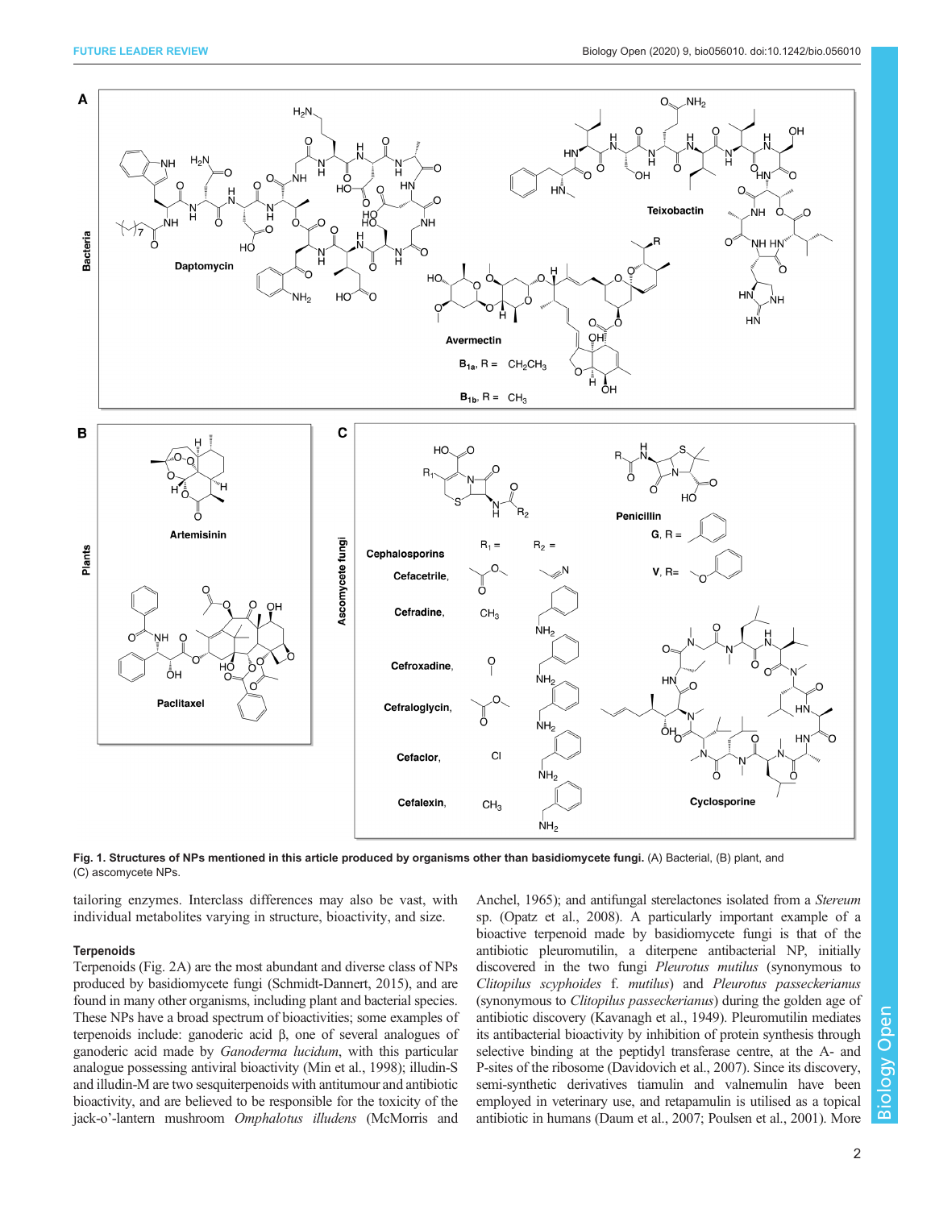Fig. 1. Structures of NPs mentioned in this article produced by organisms other than basidiomycete fungi. (A) Bacterial, (B) plant, and (C) ascomycete NPs.

tailoring enzymes. Interclass differences may also be vast, with individual metabolites varying in structure, bioactivity, and size.

### Terpenoids

Terpenoids (Fig. 2A) are the most abundant and diverse class of NPs produced by basidiomycete fungi (Schmidt-Dannert, 2015), and are found in many other organisms, including plant and bacterial species. These NPs have a broad spectrum of bioactivities; some examples of terpenoids include: ganoderic acid β, one of several analogues of ganoderic acid made by *Ganoderma lucidum*, with this particular analogue possessing antiviral bioactivity (Min et al., 1998); illudin-S and illudin-M are two sesquiterpenoids with antitumour and antibiotic bioactivity, and are believed to be responsible for the toxicity of the jack-o'-lantern mushroom *Omphalotus illudens* (McMorris and Anchel, 1965); and antifungal sterelactones isolated from a *Stereum* sp. (Opatz et al., 2008). A particularly important example of a bioactive terpenoid made by basidiomycete fungi is that of the antibiotic pleuromutilin, a diterpene antibacterial NP, initially discovered in the two fungi *Pleurotus mutilus* (synonymous to *Clitopilus scyphoides* f. *mutilus*) and *Pleurotus passeckerianus* (synonymous to *Clitopilus passeckerianus*) during the golden age of antibiotic discovery (Kavanagh et al., 1949). Pleuromutilin mediates its antibacterial bioactivity by inhibition of protein synthesis through selective binding at the peptidyl transferase centre, at the A- and P-sites of the ribosome (Davidovich et al., 2007). Since its discovery, semi-synthetic derivatives tiamulin and valnemulin have been employed in veterinary use, and retapamulin is utilised as a topical antibiotic in humans (Daum et al., 2007; Poulsen et al., 2001). More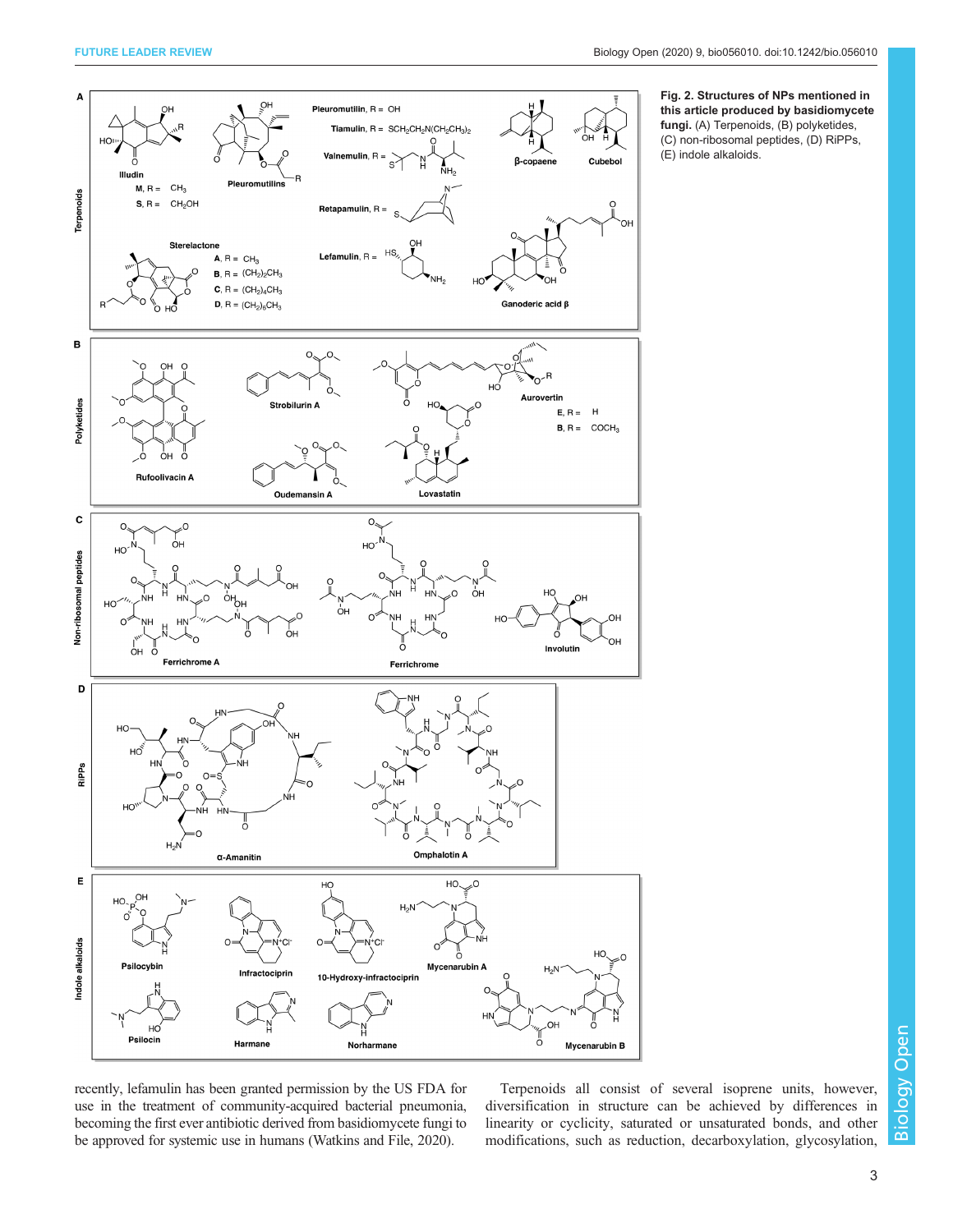Fig. 2. Structures of NPs mentioned in this article produced by basidiomycete fungi. (A) Terpenoids, (B) polyketides, (C) non-ribosomal peptides, (D) RiPPs, (E) indole alkaloids.

recently, lefamulin has been granted permission by the US FDA for use in the treatment of community-acquired bacterial pneumonia, becoming the first ever antibiotic derived from basidiomycete fungi to be approved for systemic use in humans (Watkins and File, 2020).

Terpenoids all consist of several isoprene units, however, diversification in structure can be achieved by differences in linearity or cyclicity, saturated or unsaturated bonds, and other modifications, such as reduction, decarboxylation, glycosylation,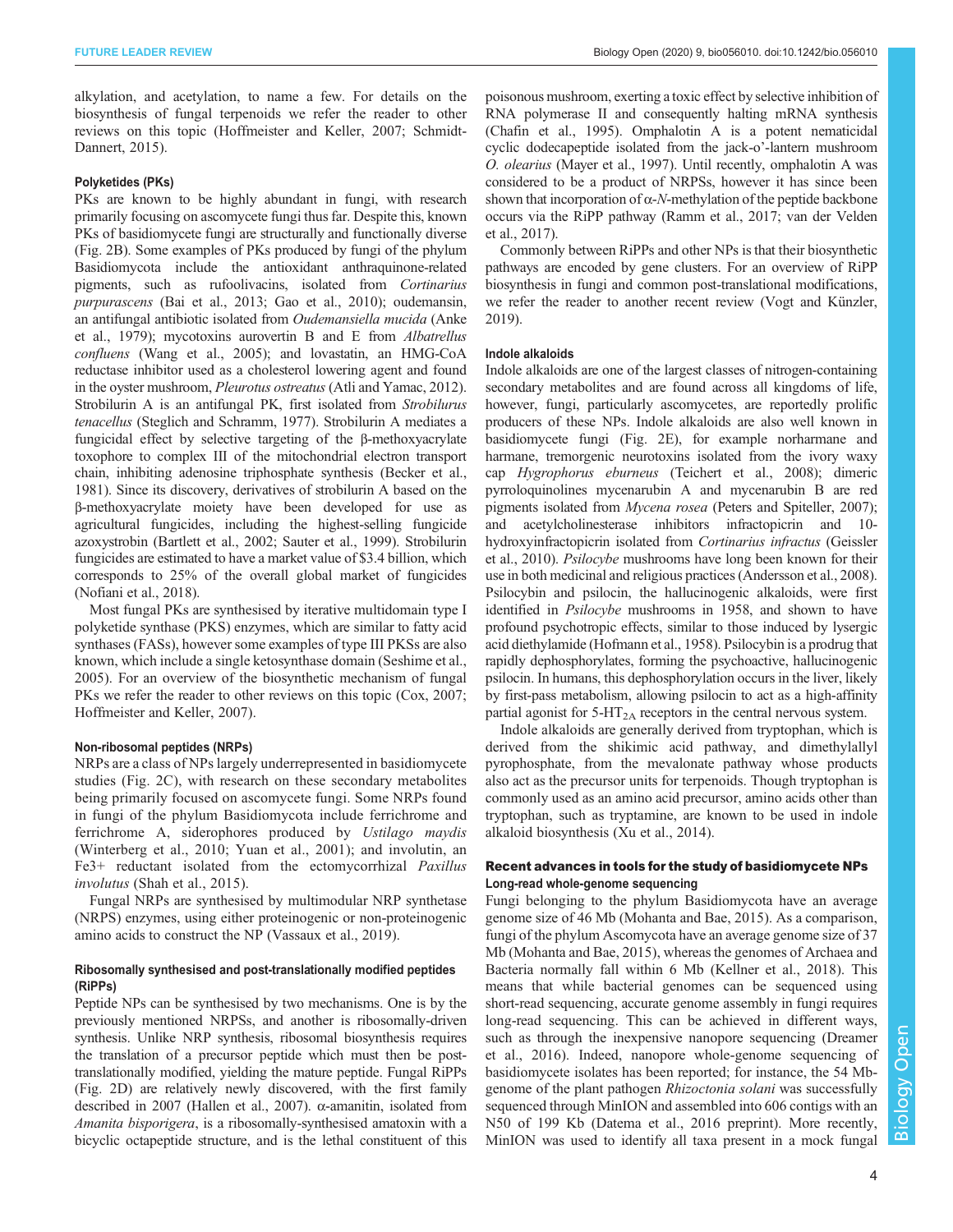alkylation, and acetylation, to name a few. For details on the biosynthesis of fungal terpenoids we refer the reader to other reviews on this topic (Hoffmeister and Keller, 2007; Schmidt-Dannert, 2015).

#### Polyketides (PKs)

PKs are known to be highly abundant in fungi, with research primarily focusing on ascomycete fungi thus far. Despite this, known PKs of basidiomycete fungi are structurally and functionally diverse (Fig. 2B). Some examples of PKs produced by fungi of the phylum Basidiomycota include the antioxidant anthraquinone-related pigments, such as rufoolivacins, isolated from *Cortinarius purpurascens* (Bai et al., 2013; Gao et al., 2010); oudemansin, an antifungal antibiotic isolated from *Oudemansiella mucida* (Anke et al., 1979); mycotoxins aurovertin B and E from *Albatrellus confluens* (Wang et al., 2005); and lovastatin, an HMG-CoA reductase inhibitor used as a cholesterol lowering agent and found in the oyster mushroom, *Pleurotus ostreatus* (Atli and Yamac, 2012). Strobilurin A is an antifungal PK, first isolated from *Strobilurus tenacellus* (Steglich and Schramm, 1977). Strobilurin A mediates a fungicidal effect by selective targeting of the β-methoxyacrylate toxophore to complex III of the mitochondrial electron transport chain, inhibiting adenosine triphosphate synthesis (Becker et al., 1981). Since its discovery, derivatives of strobilurin A based on the β-methoxyacrylate moiety have been developed for use as agricultural fungicides, including the highest-selling fungicide azoxystrobin (Bartlett et al., 2002; Sauter et al., 1999). Strobilurin fungicides are estimated to have a market value of $3.4 billion, which corresponds to 25% of the overall global market of fungicides (Nofiani et al., 2018).

Most fungal PKs are synthesised by iterative multidomain type I polyketide synthase (PKS) enzymes, which are similar to fatty acid synthases (FASs), however some examples of type III PKSs are also known, which include a single ketosynthase domain (Seshime et al., 2005). For an overview of the biosynthetic mechanism of fungal PKs we refer the reader to other reviews on this topic (Cox, 2007; Hoffmeister and Keller, 2007).

#### Non-ribosomal peptides (NRPs)

NRPs are a class of NPs largely underrepresented in basidiomycete studies (Fig. 2C), with research on these secondary metabolites being primarily focused on ascomycete fungi. Some NRPs found in fungi of the phylum Basidiomycota include ferrichrome and ferrichrome A, siderophores produced by *Ustilago maydis* (Winterberg et al., 2010; Yuan et al., 2001); and involutin, an $Fe^{3+}$ reductant isolated from the ectomycorrhizal *Paxillus involutus* (Shah et al., 2015).

Fungal NRPs are synthesised by multimodular NRP synthetase (NRPS) enzymes, using either proteinogenic or non-proteinogenic amino acids to construct the NP (Vassaux et al., 2019).

#### Ribosomally synthesised and post-translationally modified peptides (RiPPs)

Peptide NPs can be synthesised by two mechanisms. One is by the previously mentioned NRPSs, and another is ribosomally-driven synthesis. Unlike NRP synthesis, ribosomal biosynthesis requires the translation of a precursor peptide which must then be post-translationally modified, yielding the mature peptide. Fungal RiPPs (Fig. 2D) are relatively newly discovered, with the first family described in 2007 (Hallen et al., 2007). α-amanitin, isolated from *Amanita bisporigera*, is a ribosomally-synthesised amatoxin with a bicyclic octapeptide structure, and is the lethal constituent of this poisonous mushroom, exerting a toxic effect by selective inhibition of RNA polymerase II and consequently halting mRNA synthesis (Chafin et al., 1995). Omphalotin A is a potent nematicidal cyclic dodecapeptide isolated from the jack-o'-lantern mushroom *O. olearius* (Mayer et al., 1997). Until recently, omphalotin A was considered to be a product of NRPSs, however it has since been shown that incorporation of α-*N*-methylation of the peptide backbone occurs via the RiPP pathway (Ramm et al., 2017; van der Velden et al., 2017).

Commonly between RiPPs and other NPs is that their biosynthetic pathways are encoded by gene clusters. For an overview of RiPP biosynthesis in fungi and common post-translational modifications, we refer the reader to another recent review (Vogt and Künzler, 2019).

#### Indole alkaloids

Indole alkaloids are one of the largest classes of nitrogen-containing secondary metabolites and are found across all kingdoms of life, however, fungi, particularly ascomycetes, are reportedly prolific producers of these NPs. Indole alkaloids are also well known in basidiomycete fungi (Fig. 2E), for example norharmane and harmane, tremorgenic neurotoxins isolated from the ivory waxy cap *Hygrophorus eburneus* (Teichert et al., 2008); dimeric pyrroloquinolines mycenarubin A and mycenarubin B are red pigments isolated from *Mycena rosea* (Peters and Spiteller, 2007); and acetylcholinesterase inhibitors infractopicrin and 10-hydroxyinfractopicrin isolated from *Cortinarius infractus* (Geissler et al., 2010). *Psilocybe* mushrooms have long been known for their use in both medicinal and religious practices (Andersson et al., 2008). Psilocybin and psilocin, the hallucinogenic alkaloids, were first identified in *Psilocybe* mushrooms in 1958, and shown to have profound psychotropic effects, similar to those induced by lysergic acid diethylamide (Hofmann et al., 1958). Psilocybin is a prodrug that rapidly dephosphorylates, forming the psychoactive, hallucinogenic psilocin. In humans, this dephosphorylation occurs in the liver, likely by first-pass metabolism, allowing psilocin to act as a high-affinity partial agonist for $5\text{-HT}_{2A}$ receptors in the central nervous system.

Indole alkaloids are generally derived from tryptophan, which is derived from the shikimic acid pathway, and dimethylallyl pyrophosphate, from the mevalonate pathway whose products also act as the precursor units for terpenoids. Though tryptophan is commonly used as an amino acid precursor, amino acids other than tryptophan, such as tryptamine, are known to be used in indole alkaloid biosynthesis (Xu et al., 2014).

### Recent advances in tools for the study of basidiomycete NPs

#### Long-read whole-genome sequencing

Fungi belonging to the phylum Basidiomycota have an average genome size of 46 Mb (Mohanta and Bae, 2015). As a comparison, fungi of the phylum Ascomycota have an average genome size of 37 Mb (Mohanta and Bae, 2015), whereas the genomes of Archaea and Bacteria normally fall within 6 Mb (Kellner et al., 2018). This means that while bacterial genomes can be sequenced using short-read sequencing, accurate genome assembly in fungi requires long-read sequencing. This can be achieved in different ways, such as through the inexpensive nanopore sequencing (Dreamer et al., 2016). Indeed, nanopore whole-genome sequencing of basidiomycete isolates has been reported; for instance, the 54 Mb-genome of the plant pathogen *Rhizoctonia solani* was successfully sequenced through MinION and assembled into 606 contigs with an N50 of 199 Kb (Datema et al., 2016 preprint). More recently, MinION was used to identify all taxa present in a mock fungal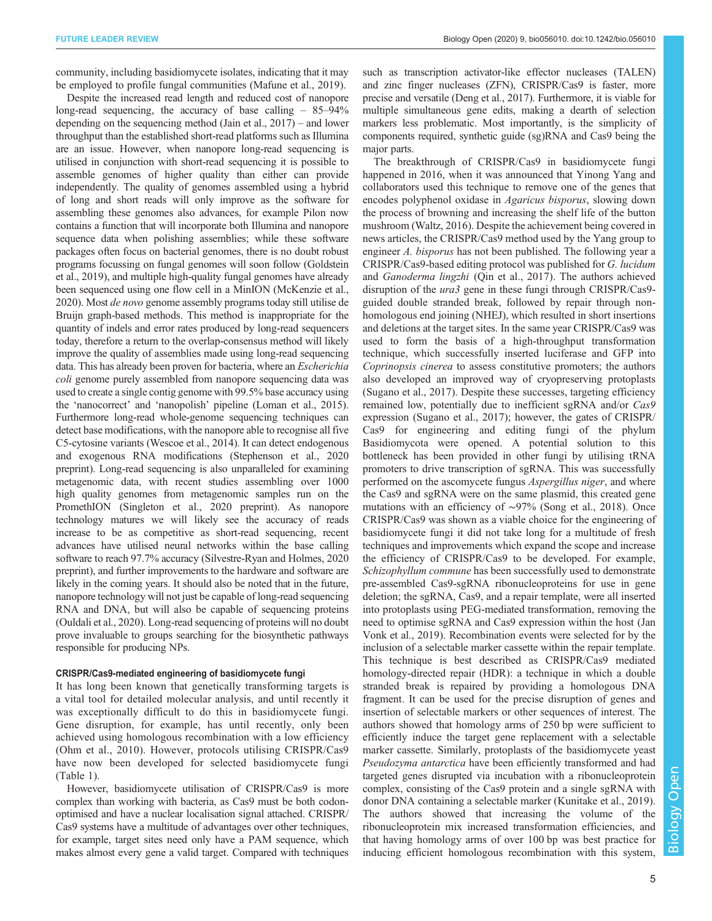community, including basidiomycete isolates, indicating that it may be employed to profile fungal communities (Mafune et al., 2019).

Despite the increased read length and reduced cost of nanopore long-read sequencing, the accuracy of base calling – 85–94% depending on the sequencing method (Jain et al., 2017) – and lower throughput than the established short-read platforms such as Illumina are an issue. However, when nanopore long-read sequencing is utilised in conjunction with short-read sequencing it is possible to assemble genomes of higher quality than either can provide independently. The quality of genomes assembled using a hybrid of long and short reads will only improve as the software for assembling these genomes also advances, for example Pilon now contains a function that will incorporate both Illumina and nanopore sequence data when polishing assemblies; while these software packages often focus on bacterial genomes, there is no doubt robust programs focussing on fungal genomes will soon follow (Goldstein et al., 2019), and multiple high-quality fungal genomes have already been sequenced using one flow cell in a MinION (McKenzie et al., 2020). Most *de novo* genome assembly programs today still utilise de Bruijn graph-based methods. This method is inappropriate for the quantity of indels and error rates produced by long-read sequencers today, therefore a return to the overlap-consensus method will likely improve the quality of assemblies made using long-read sequencing data. This has already been proven for bacteria, where an *Escherichia coli* genome purely assembled from nanopore sequencing data was used to create a single contig genome with 99.5% base accuracy using the 'nanocorrect' and 'nanopolish' pipeline (Loman et al., 2015). Furthermore long-read whole-genome sequencing techniques can detect base modifications, with the nanopore able to recognise all five C5-cytosine variants (Wescoe et al., 2014). It can detect endogenous and exogenous RNA modifications (Stephenson et al., 2020 preprint). Long-read sequencing is also unparalleled for examining metagenomic data, with recent studies assembling over 1000 high quality genomes from metagenomic samples run on the PromethION (Singleton et al., 2020 preprint). As nanopore technology matures we will likely see the accuracy of reads increase to be as competitive as short-read sequencing, recent advances have utilised neural networks within the base calling software to reach 97.7% accuracy (Silvestre-Ryan and Holmes, 2020 preprint), and further improvements to the hardware and software are likely in the coming years. It should also be noted that in the future, nanopore technology will not just be capable of long-read sequencing RNA and DNA, but will also be capable of sequencing proteins (Ouldali et al., 2020). Long-read sequencing of proteins will no doubt prove invaluable to groups searching for the biosynthetic pathways responsible for producing NPs.

### CRISPR/Cas9-mediated engineering of basidiomycete fungi

It has long been known that genetically transforming targets is a vital tool for detailed molecular analysis, and until recently it was exceptionally difficult to do this in basidiomycete fungi. Gene disruption, for example, has until recently, only been achieved using homologous recombination with a low efficiency (Ohm et al., 2010). However, protocols utilising CRISPR/Cas9 have now been developed for selected basidiomycete fungi (Table 1).

However, basidiomycete utilisation of CRISPR/Cas9 is more complex than working with bacteria, as Cas9 must be both codon-optimised and have a nuclear localisation signal attached. CRISPR/Cas9 systems have a multitude of advantages over other techniques, for example, target sites need only have a PAM sequence, which makes almost every gene a valid target. Compared with techniques such as transcription activator-like effector nucleases (TALEN) and zinc finger nucleases (ZFN), CRISPR/Cas9 is faster, more precise and versatile (Deng et al., 2017). Furthermore, it is viable for multiple simultaneous gene edits, making a dearth of selection markers less problematic. Most importantly, is the simplicity of components required, synthetic guide (sg)RNA and Cas9 being the major parts.

The breakthrough of CRISPR/Cas9 in basidiomycete fungi happened in 2016, when it was announced that Yinong Yang and collaborators used this technique to remove one of the genes that encodes polyphenol oxidase in *Agaricus bisporus*, slowing down the process of browning and increasing the shelf life of the button mushroom (Waltz, 2016). Despite the achievement being covered in news articles, the CRISPR/Cas9 method used by the Yang group to engineer *A. bisporus* has not been published. The following year a CRISPR/Cas9-based editing protocol was published for *G. lucidum* and *Ganoderma lingzhi* (Qin et al., 2017). The authors achieved disruption of the *ura3* gene in these fungi through CRISPR/Cas9-guided double stranded break, followed by repair through non-homologous end joining (NHEJ), which resulted in short insertions and deletions at the target sites. In the same year CRISPR/Cas9 was used to form the basis of a high-throughput transformation technique, which successfully inserted luciferase and GFP into *Coprinopsis cinerea* to assess constitutive promoters; the authors also developed an improved way of cryopreserving protoplasts (Sugano et al., 2017). Despite these successes, targeting efficiency remained low, potentially due to inefficient sgRNA and/or *Cas9* expression (Sugano et al., 2017); however, the gates of CRISPR/Cas9 for engineering and editing fungi of the phylum Basidiomycota were opened. A potential solution to this bottleneck has been provided in other fungi by utilising tRNA promoters to drive transcription of sgRNA. This was successfully performed on the ascomycete fungus *Aspergillus niger*, and where the Cas9 and sgRNA were on the same plasmid, this created gene mutations with an efficiency of ∼97% (Song et al., 2018). Once CRISPR/Cas9 was shown as a viable choice for the engineering of basidiomycete fungi it did not take long for a multitude of fresh techniques and improvements which expand the scope and increase the efficiency of CRISPR/Cas9 to be developed. For example, *Schizophyllum commune* has been successfully used to demonstrate pre-assembled Cas9-sgRNA ribonucleoproteins for use in gene deletion; the sgRNA, Cas9, and a repair template, were all inserted into protoplasts using PEG-mediated transformation, removing the need to optimise sgRNA and Cas9 expression within the host (Jan Vonk et al., 2019). Recombination events were selected for by the inclusion of a selectable marker cassette within the repair template. This technique is best described as CRISPR/Cas9 mediated homology-directed repair (HDR): a technique in which a double stranded break is repaired by providing a homologous DNA fragment. It can be used for the precise disruption of genes and insertion of selectable markers or other sequences of interest. The authors showed that homology arms of 250 bp were sufficient to efficiently induce the target gene replacement with a selectable marker cassette. Similarly, protoplasts of the basidiomycete yeast *Pseudozyma antarctica* have been efficiently transformed and had targeted genes disrupted via incubation with a ribonucleoprotein complex, consisting of the Cas9 protein and a single sgRNA with donor DNA containing a selectable marker (Kunitake et al., 2019). The authors showed that increasing the volume of the ribonucleoprotein mix increased transformation efficiencies, and that having homology arms of over 100 bp was best practice for inducing efficient homologous recombination with this system,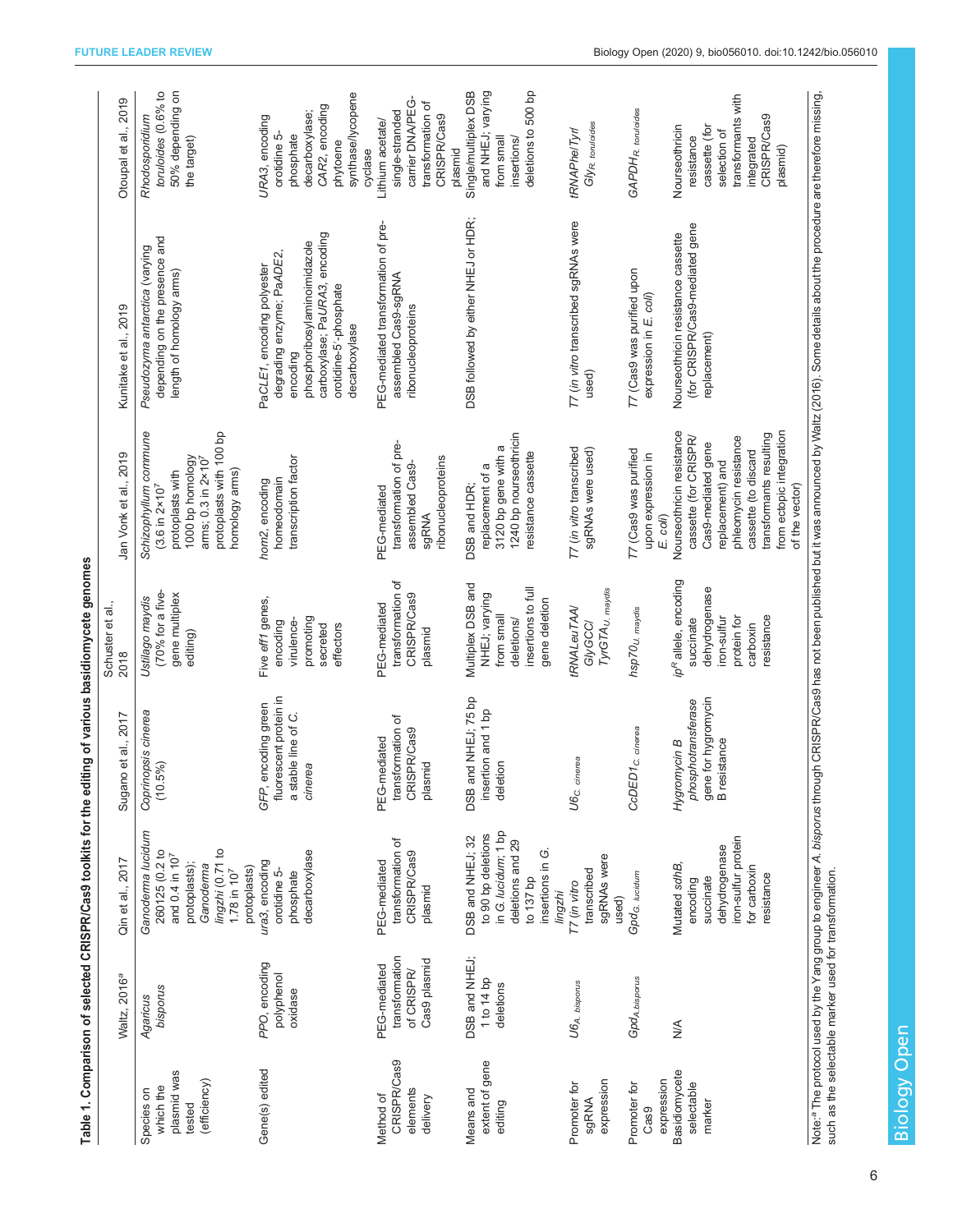**Table 1. Comparison of selected CRISPR/Cas9 toolkits for the editing of various basidiomycete genomes**

| | Waltz, 2016[a] | Qin et al., 2017 | Sugano et al., 2017 | Schuster et al., 2018 | Jan Vonk et al., 2019 | Kunitake et al., 2019 | Otoupal et al., 2019 |
|---|---|---|---|---|---|---|---|
| Species on which the plasmid was tested (efficiency) | *Agaricus bisporus* | *Ganoderma lucidum* 260125 (0.2 to and 0.4 in $10^7$ protoplasts); *Ganoderma lingzhi* (0.71 to 1.78 in $10^7$ protoplasts) | *Coprinopsis cinerea* (10.5%) | *Ustilago maydis* (70% for a five-gene multiplex editing) | *Schizophyllum commune* (3.6 in $2\times10^7$ protoplasts with 1000 bp homology arms; 0.3 in $2\times10^7$ protoplasts with 100 bp homology arms) | *Pseudozyma antarctica* (varying depending on the presence and length of homology arms) | *Rhodosporidium toruloides* (0.6% to 50% depending on the target) |
| Gene(s) edited | *PPO*, encoding polyphenol oxidase | *ura3*, encoding orotidine 5-phosphate decarboxylase | *GFP*, encoding green fluorescent protein in a stable line of *C. cinerea* | Five *eff1* genes, encoding virulence-promoting secreted effectors | *hom2*, encoding homeodomain transcription factor | *PaCLE1*, encoding polyester degrading enzyme; *PaADE2*, encoding phosphoribosylaminoimidazole carboxylase; *PaURA3*, encoding orotidine-5′-phosphate decarboxylase | *URA3*, encoding orotidine 5-phosphate decarboxylase; *CAR2*, encoding phytoene synthase/lycopene cyclase |
| Method of CRISPR/Cas9 elements delivery | PEG-mediated transformation of CRISPR/Cas9 plasmid | PEG-mediated transformation of CRISPR/Cas9 plasmid | PEG-mediated transformation of CRISPR/Cas9 plasmid | PEG-mediated transformation of CRISPR/Cas9 plasmid | PEG-mediated transformation of pre-assembled Cas9-sgRNA ribonucleoproteins | PEG-mediated transformation of pre-assembled Cas9-sgRNA ribonucleoproteins | Lithium acetate/single-stranded carrier DNA/PEG-transformation of CRISPR/Cas9 plasmid |
| Means and extent of gene editing | DSB and NHEJ; 1 to 14 bp deletions | DSB and NHEJ; 32 to 90 bp deletions in *G. lucidum*; 1 bp deletions and 29 to 137 bp insertions in *G. lingzhi* | DSB and NHEJ; 75 bp insertion and 1 bp deletion | Multiplex DSB and NHEJ; varying from small deletions/insertions to full gene deletion | DSB and HDR; replacement of a 3120 bp gene with a 1240 bp nourseothricin resistance cassette | DSB followed by either NHEJ or HDR; | Single/multiplex DSB and NHEJ; varying from small insertions/deletions to 500 bp |
| Promoter for sgRNA expression | $U6_{A.\ bisporus}$ | T7 (*in vitro* transcribed sgRNAs were used) | $U6_{C.\ cinerea}$ | *tRNALeuTAA/GlyGCC/TyrGTA*$_{U.\ maydis}$ | T7 (*in vitro* transcribed sgRNAs were used) | T7 (*in vitro* transcribed sgRNAs were used) | *tRNAPhe/Tyr/Gly*$_{R.\ toruloides}$ |
| Promoter for Cas9 expression | $Gpd_{A.bisporus}$ | $Gpd_{G.\ lucidum}$ | $CcDED1_{C.\ cinerea}$ | $hsp70_{U.\ maydis}$ | T7 (Cas9 was purified upon expression in *E. coli*) | T7 (Cas9 was purified upon expression in *E. coli*) | $GAPDH_{R.\ toruloides}$ |
| Basidiomycete selectable marker | N/A | Mutated *sdhB*, encoding succinate dehydrogenase iron-sulfur protein for carboxin resistance | *Hygromycin B phosphotransferase* gene for hygromycin B resistance | $ip^R$ allele, encoding succinate dehydrogenase iron-sulfur protein for carboxin resistance | Nourseothricin resistance cassette (for CRISPR/Cas9-mediated gene replacement) and phleomycin resistance cassette (to discard transformants resulting from ectopic integration of the vector) | Nourseothricin resistance cassette (for CRISPR/Cas9-mediated gene replacement) | Nourseothricin resistance cassette (for selection of transformants with integrated CRISPR/Cas9 plasmid) |

Note: [a] The protocol used by the Yang group to engineer *A. bisporus* through CRISPR/Cas9 has not been published but it was announced by Waltz (2016). Some details about the procedure are therefore missing, such as the selectable marker used for transformation.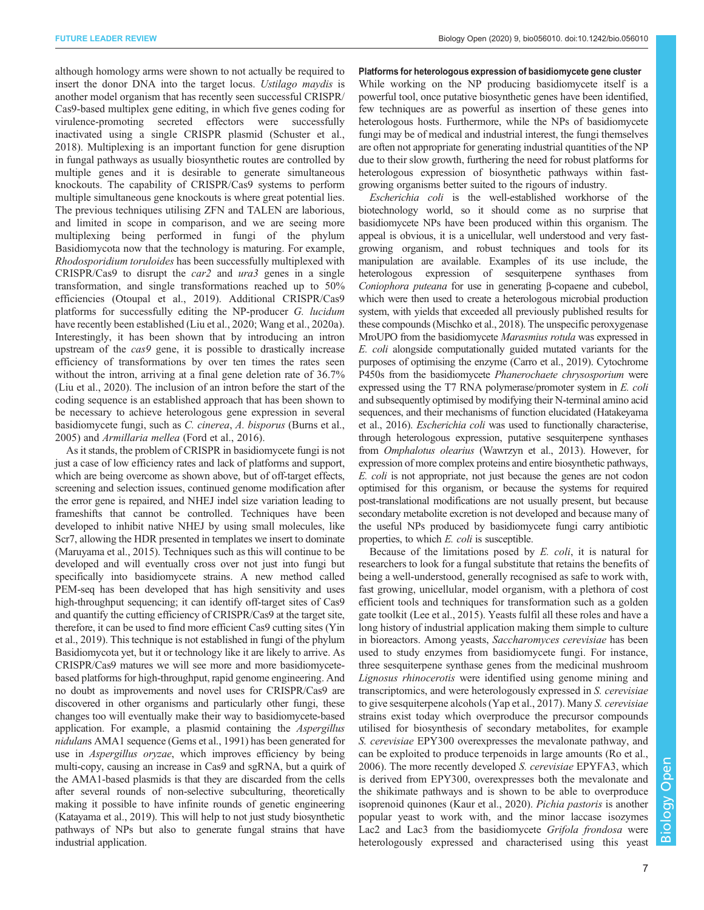although homology arms were shown to not actually be required to insert the donor DNA into the target locus. *Ustilago maydis* is another model organism that has recently seen successful CRISPR/Cas9-based multiplex gene editing, in which five genes coding for virulence-promoting secreted effectors were successfully inactivated using a single CRISPR plasmid (Schuster et al., 2018). Multiplexing is an important function for gene disruption in fungal pathways as usually biosynthetic routes are controlled by multiple genes and it is desirable to generate simultaneous knockouts. The capability of CRISPR/Cas9 systems to perform multiple simultaneous gene knockouts is where great potential lies. The previous techniques utilising ZFN and TALEN are laborious, and limited in scope in comparison, and we are seeing more multiplexing being performed in fungi of the phylum Basidiomycota now that the technology is maturing. For example, *Rhodosporidium toruloides* has been successfully multiplexed with CRISPR/Cas9 to disrupt the *car2* and *ura3* genes in a single transformation, and single transformations reached up to 50% efficiencies (Otoupal et al., 2019). Additional CRISPR/Cas9 platforms for successfully editing the NP-producer *G. lucidum* have recently been established (Liu et al., 2020; Wang et al., 2020a). Interestingly, it has been shown that by introducing an intron upstream of the *cas9* gene, it is possible to drastically increase efficiency of transformations by over ten times the rates seen without the intron, arriving at a final gene deletion rate of 36.7% (Liu et al., 2020). The inclusion of an intron before the start of the coding sequence is an established approach that has been shown to be necessary to achieve heterologous gene expression in several basidiomycete fungi, such as *C. cinerea*, *A. bisporus* (Burns et al., 2005) and *Armillaria mellea* (Ford et al., 2016).

As it stands, the problem of CRISPR in basidiomycete fungi is not just a case of low efficiency rates and lack of platforms and support, which are being overcome as shown above, but of off-target effects, screening and selection issues, continued genome modification after the error gene is repaired, and NHEJ indel size variation leading to frameshifts that cannot be controlled. Techniques have been developed to inhibit native NHEJ by using small molecules, like Scr7, allowing the HDR presented in templates we insert to dominate (Maruyama et al., 2015). Techniques such as this will continue to be developed and will eventually cross over not just into fungi but specifically into basidiomycete strains. A new method called PEM-seq has been developed that has high sensitivity and uses high-throughput sequencing; it can identify off-target sites of Cas9 and quantify the cutting efficiency of CRISPR/Cas9 at the target site, therefore, it can be used to find more efficient Cas9 cutting sites (Yin et al., 2019). This technique is not established in fungi of the phylum Basidiomycota yet, but it or technology like it are likely to arrive. As CRISPR/Cas9 matures we will see more and more basidiomycete-based platforms for high-throughput, rapid genome engineering. And no doubt as improvements and novel uses for CRISPR/Cas9 are discovered in other organisms and particularly other fungi, these changes too will eventually make their way to basidiomycete-based application. For example, a plasmid containing the *Aspergillus nidulans* AMA1 sequence (Gems et al., 1991) has been generated for use in *Aspergillus oryzae*, which improves efficiency by being multi-copy, causing an increase in Cas9 and sgRNA, but a quirk of the AMA1-based plasmids is that they are discarded from the cells after several rounds of non-selective subculturing, theoretically making it possible to have infinite rounds of genetic engineering (Katayama et al., 2019). This will help to not just study biosynthetic pathways of NPs but also to generate fungal strains that have industrial application.

#### Platforms for heterologous expression of basidiomycete gene cluster

While working on the NP producing basidiomycete itself is a powerful tool, once putative biosynthetic genes have been identified, few techniques are as powerful as insertion of these genes into heterologous hosts. Furthermore, while the NPs of basidiomycete fungi may be of medical and industrial interest, the fungi themselves are often not appropriate for generating industrial quantities of the NP due to their slow growth, furthering the need for robust platforms for heterologous expression of biosynthetic pathways within fast-growing organisms better suited to the rigours of industry.

*Escherichia coli* is the well-established workhorse of the biotechnology world, so it should come as no surprise that basidiomycete NPs have been produced within this organism. The appeal is obvious, it is a unicellular, well understood and very fast-growing organism, and robust techniques and tools for its manipulation are available. Examples of its use include, the heterologous expression of sesquiterpene synthases from *Coniophora puteana* for use in generating β-copaene and cubebol, which were then used to create a heterologous microbial production system, with yields that exceeded all previously published results for these compounds (Mischko et al., 2018). The unspecific peroxygenase MroUPO from the basidiomycete *Marasmius rotula* was expressed in *E. coli* alongside computationally guided mutated variants for the purposes of optimising the enzyme (Carro et al., 2019). Cytochrome P450s from the basidiomycete *Phanerochaete chrysosporium* were expressed using the T7 RNA polymerase/promoter system in *E. coli* and subsequently optimised by modifying their N-terminal amino acid sequences, and their mechanisms of function elucidated (Hatakeyama et al., 2016). *Escherichia coli* was used to functionally characterise, through heterologous expression, putative sesquiterpene synthases from *Omphalotus olearius* (Wawrzyn et al., 2013). However, for expression of more complex proteins and entire biosynthetic pathways, *E. coli* is not appropriate, not just because the genes are not codon optimised for this organism, or because the systems for required post-translational modifications are not usually present, but because secondary metabolite excretion is not developed and because many of the useful NPs produced by basidiomycete fungi carry antibiotic properties, to which *E. coli* is susceptible.

Because of the limitations posed by *E. coli*, it is natural for researchers to look for a fungal substitute that retains the benefits of being a well-understood, generally recognised as safe to work with, fast growing, unicellular, model organism, with a plethora of cost efficient tools and techniques for transformation such as a golden gate toolkit (Lee et al., 2015). Yeasts fulfil all these roles and have a long history of industrial application making them simple to culture in bioreactors. Among yeasts, *Saccharomyces cerevisiae* has been used to study enzymes from basidiomycete fungi. For instance, three sesquiterpene synthase genes from the medicinal mushroom *Lignosus rhinocerotis* were identified using genome mining and transcriptomics, and were heterologously expressed in *S. cerevisiae* to give sesquiterpene alcohols (Yap et al., 2017). Many *S. cerevisiae* strains exist today which overproduce the precursor compounds utilised for biosynthesis of secondary metabolites, for example *S. cerevisiae* EPY300 overexpresses the mevalonate pathway, and can be exploited to produce terpenoids in large amounts (Ro et al., 2006). The more recently developed *S. cerevisiae* EPYFA3, which is derived from EPY300, overexpresses both the mevalonate and the shikimate pathways and is shown to be able to overproduce isoprenoid quinones (Kaur et al., 2020). *Pichia pastoris* is another popular yeast to work with, and the minor laccase isozymes Lac2 and Lac3 from the basidiomycete *Grifola frondosa* were heterologously expressed and characterised using this yeast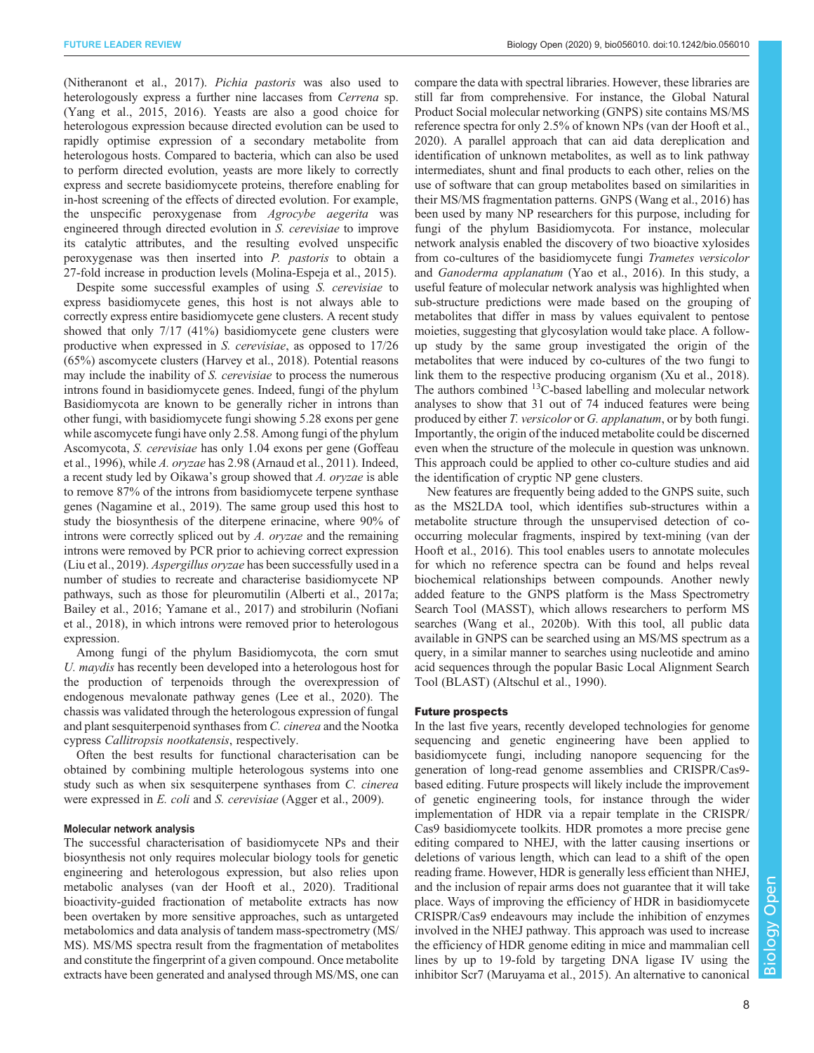(Nitheranont et al., 2017). *Pichia pastoris* was also used to heterologously express a further nine laccases from *Cerrena* sp. (Yang et al., 2015, 2016). Yeasts are also a good choice for heterologous expression because directed evolution can be used to rapidly optimise expression of a secondary metabolite from heterologous hosts. Compared to bacteria, which can also be used to perform directed evolution, yeasts are more likely to correctly express and secrete basidiomycete proteins, therefore enabling for in-host screening of the effects of directed evolution. For example, the unspecific peroxygenase from *Agrocybe aegerita* was engineered through directed evolution in *S. cerevisiae* to improve its catalytic attributes, and the resulting evolved unspecific peroxygenase was then inserted into *P. pastoris* to obtain a 27-fold increase in production levels (Molina-Espeja et al., 2015).

Despite some successful examples of using *S. cerevisiae* to express basidiomycete genes, this host is not always able to correctly express entire basidiomycete gene clusters. A recent study showed that only 7/17 (41%) basidiomycete gene clusters were productive when expressed in *S. cerevisiae*, as opposed to 17/26 (65%) ascomycete clusters (Harvey et al., 2018). Potential reasons may include the inability of *S. cerevisiae* to process the numerous introns found in basidiomycete genes. Indeed, fungi of the phylum Basidiomycota are known to be generally richer in introns than other fungi, with basidiomycete fungi showing 5.28 exons per gene while ascomycete fungi have only 2.58. Among fungi of the phylum Ascomycota, *S. cerevisiae* has only 1.04 exons per gene (Goffeau et al., 1996), while *A. oryzae* has 2.98 (Arnaud et al., 2011). Indeed, a recent study led by Oikawa's group showed that *A. oryzae* is able to remove 87% of the introns from basidiomycete terpene synthase genes (Nagamine et al., 2019). The same group used this host to study the biosynthesis of the diterpene erinacine, where 90% of introns were correctly spliced out by *A. oryzae* and the remaining introns were removed by PCR prior to achieving correct expression (Liu et al., 2019). *Aspergillus oryzae* has been successfully used in a number of studies to recreate and characterise basidiomycete NP pathways, such as those for pleuromutilin (Alberti et al., 2017a; Bailey et al., 2016; Yamane et al., 2017) and strobilurin (Nofiani et al., 2018), in which introns were removed prior to heterologous expression.

Among fungi of the phylum Basidiomycota, the corn smut *U. maydis* has recently been developed into a heterologous host for the production of terpenoids through the overexpression of endogenous mevalonate pathway genes (Lee et al., 2020). The chassis was validated through the heterologous expression of fungal and plant sesquiterpenoid synthases from *C. cinerea* and the Nootka cypress *Callitropsis nootkatensis*, respectively.

Often the best results for functional characterisation can be obtained by combining multiple heterologous systems into one study such as when six sesquiterpene synthases from *C. cinerea* were expressed in *E. coli* and *S. cerevisiae* (Agger et al., 2009).

### Molecular network analysis

The successful characterisation of basidiomycete NPs and their biosynthesis not only requires molecular biology tools for genetic engineering and heterologous expression, but also relies upon metabolic analyses (van der Hooft et al., 2020). Traditional bioactivity-guided fractionation of metabolite extracts has now been overtaken by more sensitive approaches, such as untargeted metabolomics and data analysis of tandem mass-spectrometry (MS/MS). MS/MS spectra result from the fragmentation of metabolites and constitute the fingerprint of a given compound. Once metabolite extracts have been generated and analysed through MS/MS, one can compare the data with spectral libraries. However, these libraries are still far from comprehensive. For instance, the Global Natural Product Social molecular networking (GNPS) site contains MS/MS reference spectra for only 2.5% of known NPs (van der Hooft et al., 2020). A parallel approach that can aid data dereplication and identification of unknown metabolites, as well as to link pathway intermediates, shunt and final products to each other, relies on the use of software that can group metabolites based on similarities in their MS/MS fragmentation patterns. GNPS (Wang et al., 2016) has been used by many NP researchers for this purpose, including for fungi of the phylum Basidiomycota. For instance, molecular network analysis enabled the discovery of two bioactive xylosides from co-cultures of the basidiomycete fungi *Trametes versicolor* and *Ganoderma applanatum* (Yao et al., 2016). In this study, a useful feature of molecular network analysis was highlighted when sub-structure predictions were made based on the grouping of metabolites that differ in mass by values equivalent to pentose moieties, suggesting that glycosylation would take place. A follow-up study by the same group investigated the origin of the metabolites that were induced by co-cultures of the two fungi to link them to the respective producing organism (Xu et al., 2018). The authors combined $^{13}C$-based labelling and molecular network analyses to show that 31 out of 74 induced features were being produced by either *T. versicolor* or *G. applanatum*, or by both fungi. Importantly, the origin of the induced metabolite could be discerned even when the structure of the molecule in question was unknown. This approach could be applied to other co-culture studies and aid the identification of cryptic NP gene clusters.

New features are frequently being added to the GNPS suite, such as the MS2LDA tool, which identifies sub-structures within a metabolite structure through the unsupervised detection of co-occurring molecular fragments, inspired by text-mining (van der Hooft et al., 2016). This tool enables users to annotate molecules for which no reference spectra can be found and helps reveal biochemical relationships between compounds. Another newly added feature to the GNPS platform is the Mass Spectrometry Search Tool (MASST), which allows researchers to perform MS searches (Wang et al., 2020b). With this tool, all public data available in GNPS can be searched using an MS/MS spectrum as a query, in a similar manner to searches using nucleotide and amino acid sequences through the popular Basic Local Alignment Search Tool (BLAST) (Altschul et al., 1990).

### Future prospects

In the last five years, recently developed technologies for genome sequencing and genetic engineering have been applied to basidiomycete fungi, including nanopore sequencing for the generation of long-read genome assemblies and CRISPR/Cas9-based editing. Future prospects will likely include the improvement of genetic engineering tools, for instance through the wider implementation of HDR via a repair template in the CRISPR/Cas9 basidiomycete toolkits. HDR promotes a more precise gene editing compared to NHEJ, with the latter causing insertions or deletions of various length, which can lead to a shift of the open reading frame. However, HDR is generally less efficient than NHEJ, and the inclusion of repair arms does not guarantee that it will take place. Ways of improving the efficiency of HDR in basidiomycete CRISPR/Cas9 endeavours may include the inhibition of enzymes involved in the NHEJ pathway. This approach was used to increase the efficiency of HDR genome editing in mice and mammalian cell lines by up to 19-fold by targeting DNA ligase IV using the inhibitor Scr7 (Maruyama et al., 2015). An alternative to canonical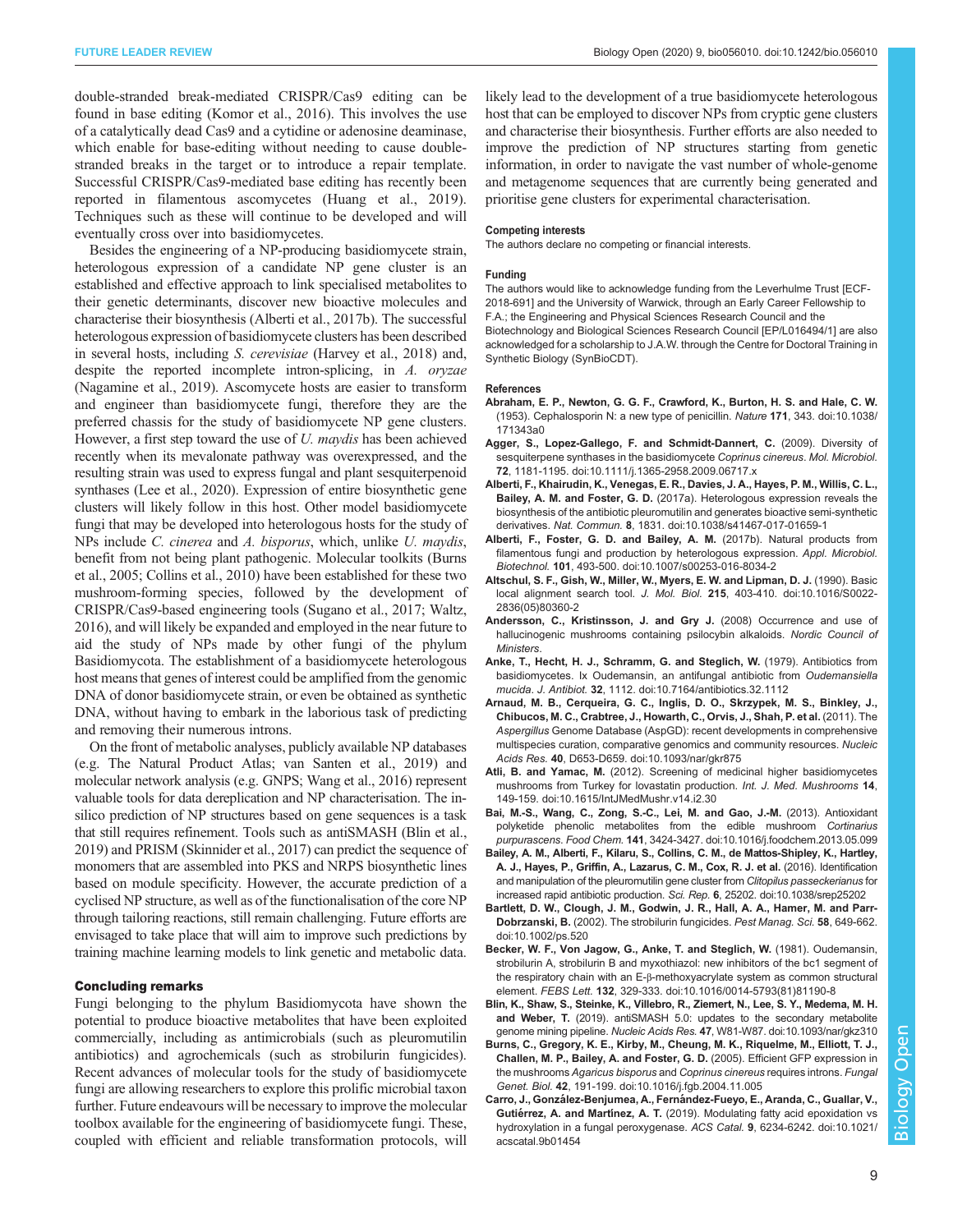double-stranded break-mediated CRISPR/Cas9 editing can be found in base editing (Komor et al., 2016). This involves the use of a catalytically dead Cas9 and a cytidine or adenosine deaminase, which enable for base-editing without needing to cause double-stranded breaks in the target or to introduce a repair template. Successful CRISPR/Cas9-mediated base editing has recently been reported in filamentous ascomycetes (Huang et al., 2019). Techniques such as these will continue to be developed and will eventually cross over into basidiomycetes.

Besides the engineering of a NP-producing basidiomycete strain, heterologous expression of a candidate NP gene cluster is an established and effective approach to link specialised metabolites to their genetic determinants, discover new bioactive molecules and characterise their biosynthesis (Alberti et al., 2017b). The successful heterologous expression of basidiomycete clusters has been described in several hosts, including *S. cerevisiae* (Harvey et al., 2018) and, despite the reported incomplete intron-splicing, in *A. oryzae* (Nagamine et al., 2019). Ascomycete hosts are easier to transform and engineer than basidiomycete fungi, therefore they are the preferred chassis for the study of basidiomycete NP gene clusters. However, a first step toward the use of *U. maydis* has been achieved recently when its mevalonate pathway was overexpressed, and the resulting strain was used to express fungal and plant sesquiterpenoid synthases (Lee et al., 2020). Expression of entire biosynthetic gene clusters will likely follow in this host. Other model basidiomycete fungi that may be developed into heterologous hosts for the study of NPs include *C. cinerea* and *A. bisporus*, which, unlike *U. maydis*, benefit from not being plant pathogenic. Molecular toolkits (Burns et al., 2005; Collins et al., 2010) have been established for these two mushroom-forming species, followed by the development of CRISPR/Cas9-based engineering tools (Sugano et al., 2017; Waltz, 2016), and will likely be expanded and employed in the near future to aid the study of NPs made by other fungi of the phylum Basidiomycota. The establishment of a basidiomycete heterologous host means that genes of interest could be amplified from the genomic DNA of donor basidiomycete strain, or even be obtained as synthetic DNA, without having to embark in the laborious task of predicting and removing their numerous introns.

On the front of metabolic analyses, publicly available NP databases (e.g. The Natural Product Atlas; van Santen et al., 2019) and molecular network analysis (e.g. GNPS; Wang et al., 2016) represent valuable tools for data dereplication and NP characterisation. The in-silico prediction of NP structures based on gene sequences is a task that still requires refinement. Tools such as antiSMASH (Blin et al., 2019) and PRISM (Skinnider et al., 2017) can predict the sequence of monomers that are assembled into PKS and NRPS biosynthetic lines based on module specificity. However, the accurate prediction of a cyclised NP structure, as well as of the functionalisation of the core NP through tailoring reactions, still remain challenging. Future efforts are envisaged to take place that will aim to improve such predictions by training machine learning models to link genetic and metabolic data.

## Concluding remarks

Fungi belonging to the phylum Basidiomycota have shown the potential to produce bioactive metabolites that have been exploited commercially, including as antimicrobials (such as pleuromutilin antibiotics) and agrochemicals (such as strobilurin fungicides). Recent advances of molecular tools for the study of basidiomycete fungi are allowing researchers to explore this prolific microbial taxon further. Future endeavours will be necessary to improve the molecular toolbox available for the engineering of basidiomycete fungi. These, coupled with efficient and reliable transformation protocols, will likely lead to the development of a true basidiomycete heterologous host that can be employed to discover NPs from cryptic gene clusters and characterise their biosynthesis. Further efforts are also needed to improve the prediction of NP structures starting from genetic information, in order to navigate the vast number of whole-genome and metagenome sequences that are currently being generated and prioritise gene clusters for experimental characterisation.

#### Competing interests

The authors declare no competing or financial interests.

#### Funding

The authors would like to acknowledge funding from the Leverhulme Trust [ECF-2018-691] and the University of Warwick, through an Early Career Fellowship to F.A.; the Engineering and Physical Sciences Research Council and the Biotechnology and Biological Sciences Research Council [EP/L016494/1] are also acknowledged for a scholarship to J.A.W. through the Centre for Doctoral Training in Synthetic Biology (SynBioCDT).

#### References

**Abraham, E. P., Newton, G. G. F., Crawford, K., Burton, H. S. and Hale, C. W.** (1953). Cephalosporin N: a new type of penicillin. *Nature* **171**, 343. doi:10.1038/171343a0

**Agger, S., Lopez-Gallego, F. and Schmidt-Dannert, C.** (2009). Diversity of sesquiterpene synthases in the basidiomycete *Coprinus cinereus*. *Mol. Microbiol.* **72**, 1181-1195. doi:10.1111/j.1365-2958.2009.06717.x

**Alberti, F., Khairudin, K., Venegas, E. R., Davies, J. A., Hayes, P. M., Willis, C. L., Bailey, A. M. and Foster, G. D.** (2017a). Heterologous expression reveals the biosynthesis of the antibiotic pleuromutilin and generates bioactive semi-synthetic derivatives. *Nat. Commun.* **8**, 1831. doi:10.1038/s41467-017-01659-1

**Alberti, F., Foster, G. D. and Bailey, A. M.** (2017b). Natural products from filamentous fungi and production by heterologous expression. *Appl. Microbiol. Biotechnol.* **101**, 493-500. doi:10.1007/s00253-016-8034-2

**Altschul, S. F., Gish, W., Miller, W., Myers, E. W. and Lipman, D. J.** (1990). Basic local alignment search tool. *J. Mol. Biol.* **215**, 403-410. doi:10.1016/S0022-2836(05)80360-2

**Andersson, C., Kristinsson, J. and Gry J.** (2008) Occurrence and use of hallucinogenic mushrooms containing psilocybin alkaloids. *Nordic Council of Ministers*.

**Anke, T., Hecht, H. J., Schramm, G. and Steglich, W.** (1979). Antibiotics from basidiomycetes. Ix Oudemansin, an antifungal antibiotic from *Oudemansiella mucida*. *J. Antibiot.* **32**, 1112. doi:10.7164/antibiotics.32.1112

**Arnaud, M. B., Cerqueira, G. C., Inglis, D. O., Skrzypek, M. S., Binkley, J., Chibucos, M. C., Crabtree, J., Howarth, C., Orvis, J., Shah, P. et al.** (2011). The *Aspergillus* Genome Database (AspGD): recent developments in comprehensive multispecies curation, comparative genomics and community resources. *Nucleic Acids Res.* **40**, D653-D659. doi:10.1093/nar/gkr875

**Atli, B. and Yamac, M.** (2012). Screening of medicinal higher basidiomycetes mushrooms from Turkey for lovastatin production. *Int. J. Med. Mushrooms* **14**, 149-159. doi:10.1615/IntJMedMushr.v14.i2.30

**Bai, M.-S., Wang, C., Zong, S.-C., Lei, M. and Gao, J.-M.** (2013). Antioxidant polyketide phenolic metabolites from the edible mushroom *Cortinarius purpurascens*. *Food Chem.* **141**, 3424-3427. doi:10.1016/j.foodchem.2013.05.099

**Bailey, A. M., Alberti, F., Kilaru, S., Collins, C. M., de Mattos-Shipley, K., Hartley, A. J., Hayes, P., Griffin, A., Lazarus, C. M., Cox, R. J. et al.** (2016). Identification and manipulation of the pleuromutilin gene cluster from *Clitopilus passeckerianus* for increased rapid antibiotic production. *Sci. Rep.* **6**, 25202. doi:10.1038/srep25202

**Bartlett, D. W., Clough, J. M., Godwin, J. R., Hall, A. A., Hamer, M. and Parr-Dobrzanski, B.** (2002). The strobilurin fungicides. *Pest Manag. Sci.* **58**, 649-662. doi:10.1002/ps.520

**Becker, W. F., Von Jagow, G., Anke, T. and Steglich, W.** (1981). Oudemansin, strobilurin A, strobilurin B and myxothiazol: new inhibitors of the bc1 segment of the respiratory chain with an E-β-methoxyacrylate system as common structural element. *FEBS Lett.* **132**, 329-333. doi:10.1016/0014-5793(81)81190-8

**Blin, K., Shaw, S., Steinke, K., Villebro, R., Ziemert, N., Lee, S. Y., Medema, M. H. and Weber, T.** (2019). antiSMASH 5.0: updates to the secondary metabolite genome mining pipeline. *Nucleic Acids Res.* **47**, W81-W87. doi:10.1093/nar/gkz310

**Burns, C., Gregory, K. E., Kirby, M., Cheung, M. K., Riquelme, M., Elliott, T. J., Challen, M. P., Bailey, A. and Foster, G. D.** (2005). Efficient GFP expression in the mushrooms *Agaricus bisporus* and *Coprinus cinereus* requires introns. *Fungal Genet. Biol.* **42**, 191-199. doi:10.1016/j.fgb.2004.11.005

**Carro, J., González-Benjumea, A., Fernández-Fueyo, E., Aranda, C., Guallar, V., Gutiérrez, A. and Martínez, A. T.** (2019). Modulating fatty acid epoxidation vs hydroxylation in a fungal peroxygenase. *ACS Catal.* **9**, 6234-6242. doi:10.1021/acscatal.9b01454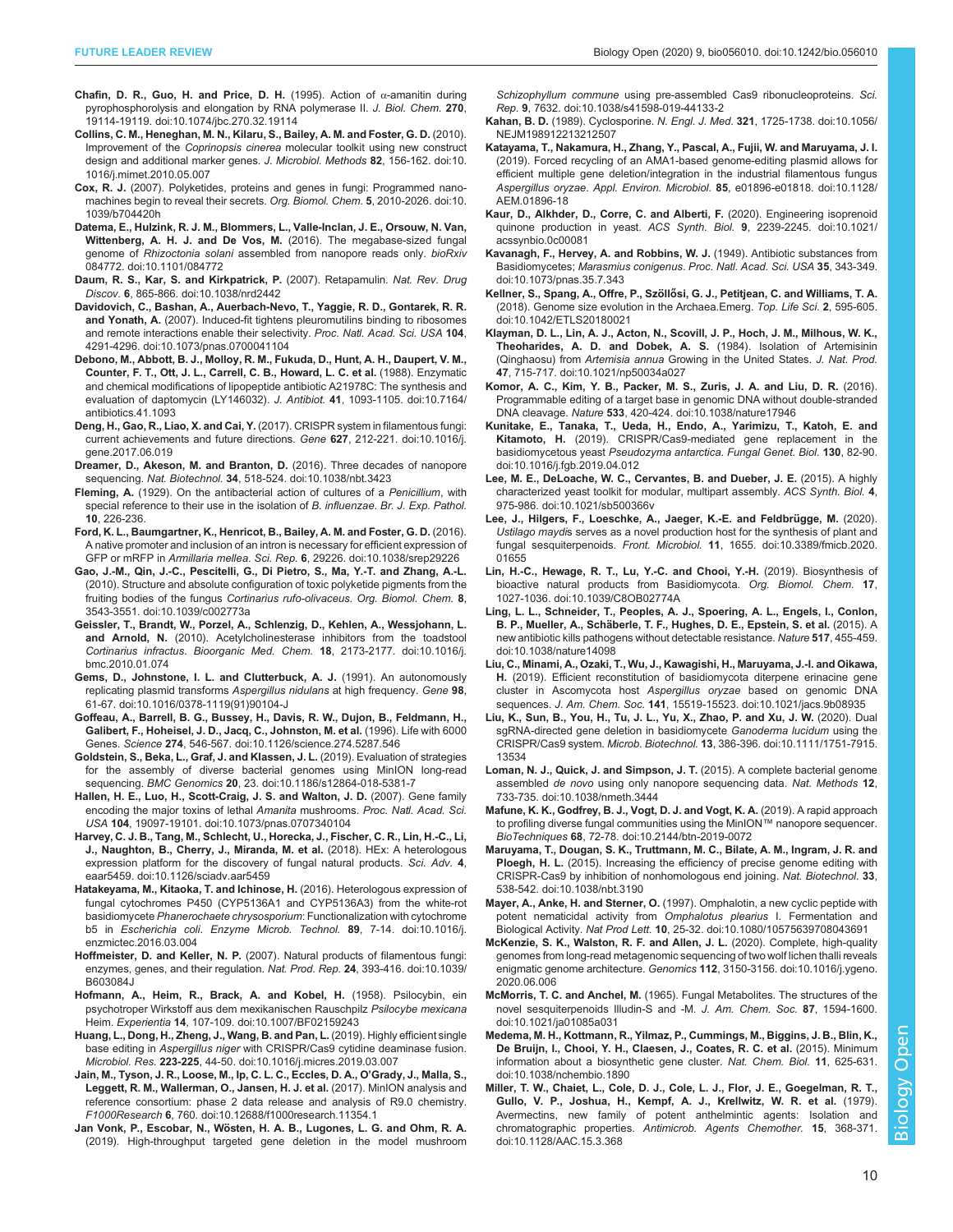**Chafin, D. R., Guo, H. and Price, D. H.** (1995). Action of α-amanitin during pyrophosphorolysis and elongation by RNA polymerase II. *J. Biol. Chem.* **270**, 19114-19119. doi:10.1074/jbc.270.32.19114

**Collins, C. M., Heneghan, M. N., Kilaru, S., Bailey, A. M. and Foster, G. D.** (2010). Improvement of the *Coprinopsis cinerea* molecular toolkit using new construct design and additional marker genes. *J. Microbiol. Methods* **82**, 156-162. doi:10.1016/j.mimet.2010.05.007

**Cox, R. J.** (2007). Polyketides, proteins and genes in fungi: Programmed nano-machines begin to reveal their secrets. *Org. Biomol. Chem.* **5**, 2010-2026. doi:10.1039/b704420h

**Datema, E., Hulzink, R. J. M., Blommers, L., Valle-Inclan, J. E., Orsouw, N. Van, Wittenberg, A. H. J. and De Vos, M.** (2016). The megabase-sized fungal genome of *Rhizoctonia solani* assembled from nanopore reads only. *bioRxiv* 084772. doi:10.1101/084772

**Daum, R. S., Kar, S. and Kirkpatrick, P.** (2007). Retapamulin. *Nat. Rev. Drug Discov.* **6**, 865-866. doi:10.1038/nrd2442

**Davidovich, C., Bashan, A., Auerbach-Nevo, T., Yaggie, R. D., Gontarek, R. R. and Yonath, A.** (2007). Induced-fit tightens pleuromutilins binding to ribosomes and remote interactions enable their selectivity. *Proc. Natl. Acad. Sci. USA* **104**, 4291-4296. doi:10.1073/pnas.0700041104

**Debono, M., Abbott, B. J., Molloy, R. M., Fukuda, D., Hunt, A. H., Daupert, V. M., Counter, F. T., Ott, J. L., Carrell, C. B., Howard, L. C. et al.** (1988). Enzymatic and chemical modifications of lipopeptide antibiotic A21978C: The synthesis and evaluation of daptomycin (LY146032). *J. Antibiot.* **41**, 1093-1105. doi:10.7164/antibiotics.41.1093

**Deng, H., Gao, R., Liao, X. and Cai, Y.** (2017). CRISPR system in filamentous fungi: current achievements and future directions. *Gene* **627**, 212-221. doi:10.1016/j.gene.2017.06.019

**Dreamer, D., Akeson, M. and Branton, D.** (2016). Three decades of nanopore sequencing. *Nat. Biotechnol.* **34**, 518-524. doi:10.1038/nbt.3423

**Fleming, A.** (1929). On the antibacterial action of cultures of a *Penicillium*, with special reference to their use in the isolation of *B. influenzae*. *Br. J. Exp. Pathol.* **10**, 226-236.

**Ford, K. L., Baumgartner, K., Henricot, B., Bailey, A. M. and Foster, G. D.** (2016). A native promoter and inclusion of an intron is necessary for efficient expression of GFP or mRFP in *Armillaria mellea*. *Sci. Rep.* **6**, 29226. doi:10.1038/srep29226

**Gao, J.-M., Qin, J.-C., Pescitelli, G., Di Pietro, S., Ma, Y.-T. and Zhang, A.-L.** (2010). Structure and absolute configuration of toxic polyketide pigments from the fruiting bodies of the fungus *Cortinarius rufo-olivaceus*. *Org. Biomol. Chem.* **8**, 3543-3551. doi:10.1039/c002773a

**Geissler, T., Brandt, W., Porzel, A., Schlenzig, D., Kehlen, A., Wessjohann, L. and Arnold, N.** (2010). Acetylcholinesterase inhibitors from the toadstool *Cortinarius infractus*. *Bioorganic Med. Chem.* **18**, 2173-2177. doi:10.1016/j.bmc.2010.01.074

**Gems, D., Johnstone, I. L. and Clutterbuck, A. J.** (1991). An autonomously replicating plasmid transforms *Aspergillus nidulans* at high frequency. *Gene* **98**, 61-67. doi:10.1016/0378-1119(91)90104-J

**Goffeau, A., Barrell, B. G., Bussey, H., Davis, R. W., Dujon, B., Feldmann, H., Galibert, F., Hoheisel, J. D., Jacq, C., Johnston, M. et al.** (1996). Life with 6000 Genes. *Science* **274**, 546-567. doi:10.1126/science.274.5287.546

**Goldstein, S., Beka, L., Graf, J. and Klassen, J. L.** (2019). Evaluation of strategies for the assembly of diverse bacterial genomes using MinION long-read sequencing. *BMC Genomics* **20**, 23. doi:10.1186/s12864-018-5381-7

**Hallen, H. E., Luo, H., Scott-Craig, J. S. and Walton, J. D.** (2007). Gene family encoding the major toxins of lethal *Amanita* mushrooms. *Proc. Natl. Acad. Sci. USA* **104**, 19097-19101. doi:10.1073/pnas.0707340104

**Harvey, C. J. B., Tang, M., Schlecht, U., Horecka, J., Fischer, C. R., Lin, H.-C., Li, J., Naughton, B., Cherry, J., Miranda, M. et al.** (2018). HEx: A heterologous expression platform for the discovery of fungal natural products. *Sci. Adv.* **4**, eaar5459. doi:10.1126/sciadv.aar5459

**Hatakeyama, M., Kitaoka, T. and Ichinose, H.** (2016). Heterologous expression of fungal cytochromes P450 (CYP5136A1 and CYP5136A3) from the white-rot basidiomycete *Phanerochaete chrysosporium*: Functionalization with cytochrome b5 in *Escherichia coli*. *Enzyme Microb. Technol.* **89**, 7-14. doi:10.1016/j.enzmictec.2016.03.004

**Hoffmeister, D. and Keller, N. P.** (2007). Natural products of filamentous fungi: enzymes, genes, and their regulation. *Nat. Prod. Rep.* **24**, 393-416. doi:10.1039/B603084J

**Hofmann, A., Heim, R., Brack, A. and Kobel, H.** (1958). Psilocybin, ein psychotroper Wirkstoff aus dem mexikanischen Rauschpilz *Psilocybe mexicana* Heim. *Experientia* **14**, 107-109. doi:10.1007/BF02159243

**Huang, L., Dong, H., Zheng, J., Wang, B. and Pan, L.** (2019). Highly efficient single base editing in *Aspergillus niger* with CRISPR/Cas9 cytidine deaminase fusion. *Microbiol. Res.* **223-225**, 44-50. doi:10.1016/j.micres.2019.03.007

**Jain, M., Tyson, J. R., Loose, M., Ip, C. L. C., Eccles, D. A., O'Grady, J., Malla, S., Leggett, R. M., Wallerman, O., Jansen, H. J. et al.** (2017). MinION analysis and reference consortium: phase 2 data release and analysis of R9.0 chemistry. *F1000Research* **6**, 760. doi:10.12688/f1000research.11354.1

**Jan Vonk, P., Escobar, N., Wösten, H. A. B., Lugones, L. G. and Ohm, R. A.** (2019). High-throughput targeted gene deletion in the model mushroom *Schizophyllum commune* using pre-assembled Cas9 ribonucleoproteins. *Sci. Rep.* **9**, 7632. doi:10.1038/s41598-019-44133-2

**Kahan, B. D.** (1989). Cyclosporine. *N. Engl. J. Med.* **321**, 1725-1738. doi:10.1056/NEJM198912213212507

**Katayama, T., Nakamura, H., Zhang, Y., Pascal, A., Fujii, W. and Maruyama, J. I.** (2019). Forced recycling of an AMA1-based genome-editing plasmid allows for efficient multiple gene deletion/integration in the industrial filamentous fungus *Aspergillus oryzae*. *Appl. Environ. Microbiol.* **85**, e01896-e01818. doi:10.1128/AEM.01896-18

**Kaur, D., Alkhder, D., Corre, C. and Alberti, F.** (2020). Engineering isoprenoid quinone production in yeast. *ACS Synth. Biol.* **9**, 2239-2245. doi:10.1021/acssynbio.0c00081

**Kavanagh, F., Hervey, A. and Robbins, W. J.** (1949). Antibiotic substances from Basidiomycetes; *Marasmius conigenus*. *Proc. Natl. Acad. Sci. USA* **35**, 343-349. doi:10.1073/pnas.35.7.343

**Kellner, S., Spang, A., Offre, P., Szöllősi, G. J., Petitjean, C. and Williams, T. A.** (2018). Genome size evolution in the Archaea.Emerg. *Top. Life Sci.* **2**, 595-605. doi:10.1042/ETLS20180021

**Klayman, D. L., Lin, A. J., Acton, N., Scovill, J. P., Hoch, J. M., Milhous, W. K., Theoharides, A. D. and Dobek, A. S.** (1984). Isolation of Artemisinin (Qinghaosu) from *Artemisia annua* Growing in the United States. *J. Nat. Prod.* **47**, 715-717. doi:10.1021/np50034a027

**Komor, A. C., Kim, Y. B., Packer, M. S., Zuris, J. A. and Liu, D. R.** (2016). Programmable editing of a target base in genomic DNA without double-stranded DNA cleavage. *Nature* **533**, 420-424. doi:10.1038/nature17946

**Kunitake, E., Tanaka, T., Ueda, H., Endo, A., Yarimizu, T., Katoh, E. and Kitamoto, H.** (2019). CRISPR/Cas9-mediated gene replacement in the basidiomycetous yeast *Pseudozyma antarctica*. *Fungal Genet. Biol.* **130**, 82-90. doi:10.1016/j.fgb.2019.04.012

**Lee, M. E., DeLoache, W. C., Cervantes, B. and Dueber, J. E.** (2015). A highly characterized yeast toolkit for modular, multipart assembly. *ACS Synth. Biol.* **4**, 975-986. doi:10.1021/sb500366v

**Lee, J., Hilgers, F., Loeschke, A., Jaeger, K.-E. and Feldbrügge, M.** (2020). *Ustilago maydis* serves as a novel production host for the synthesis of plant and fungal sesquiterpenoids. *Front. Microbiol.* **11**, 1655. doi:10.3389/fmicb.2020.01655

**Lin, H.-C., Hewage, R. T., Lu, Y.-C. and Chooi, Y.-H.** (2019). Biosynthesis of bioactive natural products from Basidiomycota. *Org. Biomol. Chem.* **17**, 1027-1036. doi:10.1039/C8OB02774A

**Ling, L. L., Schneider, T., Peoples, A. J., Spoering, A. L., Engels, I., Conlon, B. P., Mueller, A., Schäberle, T. F., Hughes, D. E., Epstein, S. et al.** (2015). A new antibiotic kills pathogens without detectable resistance. *Nature* **517**, 455-459. doi:10.1038/nature14098

**Liu, C., Minami, A., Ozaki, T., Wu, J., Kawagishi, H., Maruyama, J.-I. and Oikawa, H.** (2019). Efficient reconstitution of basidiomycota diterpene erinacine gene cluster in Ascomycota host *Aspergillus oryzae* based on genomic DNA sequences. *J. Am. Chem. Soc.* **141**, 15519-15523. doi:10.1021/jacs.9b08935

**Liu, K., Sun, B., You, H., Tu, J. L., Yu, X., Zhao, P. and Xu, J. W.** (2020). Dual sgRNA-directed gene deletion in basidiomycete *Ganoderma lucidum* using the CRISPR/Cas9 system. *Microb. Biotechnol.* **13**, 386-396. doi:10.1111/1751-7915.13534

**Loman, N. J., Quick, J. and Simpson, J. T.** (2015). A complete bacterial genome assembled *de novo* using only nanopore sequencing data. *Nat. Methods* **12**, 733-735. doi:10.1038/nmeth.3444

**Mafune, K. K., Godfrey, B. J., Vogt, D. J. and Vogt, K. A.** (2019). A rapid approach to profiling diverse fungal communities using the MinION™ nanopore sequencer. *BioTechniques* **68**, 72-78. doi:10.2144/btn-2019-0072

**Maruyama, T., Dougan, S. K., Truttmann, M. C., Bilate, A. M., Ingram, J. R. and Ploegh, H. L.** (2015). Increasing the efficiency of precise genome editing with CRISPR-Cas9 by inhibition of nonhomologous end joining. *Nat. Biotechnol.* **33**, 538-542. doi:10.1038/nbt.3190

**Mayer, A., Anke, H. and Sterner, O.** (1997). Omphalotin, a new cyclic peptide with potent nematicidal activity from *Omphalotus plearius* I. Fermentation and Biological Activity. *Nat Prod Lett.* **10**, 25-32. doi:10.1080/10575639708043691

**McKenzie, S. K., Walston, R. F. and Allen, J. L.** (2020). Complete, high-quality genomes from long-read metagenomic sequencing of two wolf lichen thalli reveals enigmatic genome architecture. *Genomics* **112**, 3150-3156. doi:10.1016/j.ygeno.2020.06.006

**McMorris, T. C. and Anchel, M.** (1965). Fungal Metabolites. The structures of the novel sesquiterpenoids Illudin-S and -M. *J. Am. Chem. Soc.* **87**, 1594-1600. doi:10.1021/ja01085a031

**Medema, M. H., Kottmann, R., Yilmaz, P., Cummings, M., Biggins, J. B., Blin, K., De Bruijn, I., Chooi, Y. H., Claesen, J., Coates, R. C. et al.** (2015). Minimum information about a biosynthetic gene cluster. *Nat. Chem. Biol.* **11**, 625-631. doi:10.1038/nchembio.1890

**Miller, T. W., Chaiet, L., Cole, D. J., Cole, L. J., Flor, J. E., Goegelman, R. T., Gullo, V. P., Joshua, H., Kempf, A. J., Krellwitz, W. R. et al.** (1979). Avermectins, new family of potent anthelmintic agents: Isolation and chromatographic properties. *Antimicrob. Agents Chemother.* **15**, 368-371. doi:10.1128/AAC.15.3.368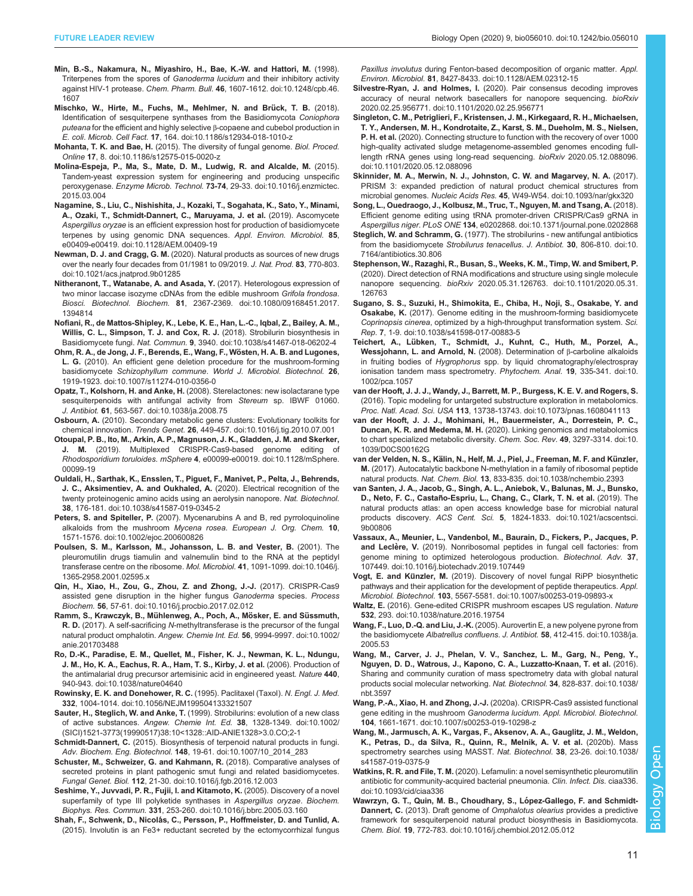**Min, B.-S., Nakamura, N., Miyashiro, H., Bae, K.-W. and Hattori, M.** (1998). Triterpenes from the spores of *Ganoderma lucidum* and their inhibitory activity against HIV-1 protease. *Chem. Pharm. Bull.* **46**, 1607-1612. doi:10.1248/cpb.46.1607

**Mischko, W., Hirte, M., Fuchs, M., Mehlmer, N. and Brück, T. B.** (2018). Identification of sesquiterpene synthases from the Basidiomycota *Coniophora puteana* for the efficient and highly selective β-copaene and cubebol production in *E. coli*. *Microb. Cell Fact.* **17**, 164. doi:10.1186/s12934-018-1010-z

**Mohanta, T. K. and Bae, H.** (2015). The diversity of fungal genome. *Biol. Proced. Online* **17**, 8. doi:10.1186/s12575-015-0020-z

**Molina-Espeja, P., Ma, S., Mate, D. M., Ludwig, R. and Alcalde, M.** (2015). Tandem-yeast expression system for engineering and producing unspecific peroxygenase. *Enzyme Microb. Technol.* **73-74**, 29-33. doi:10.1016/j.enzmictec.2015.03.004

**Nagamine, S., Liu, C., Nishishita, J., Kozaki, T., Sogahata, K., Sato, Y., Minami, A., Ozaki, T., Schmidt-Dannert, C., Maruyama, J. et al.** (2019). Ascomycete *Aspergillus oryzae* is an efficient expression host for production of basidiomycete terpenes by using genomic DNA sequences. *Appl. Environ. Microbiol.* **85**, e00409-e00419. doi:10.1128/AEM.00409-19

**Newman, D. J. and Cragg, G. M.** (2020). Natural products as sources of new drugs over the nearly four decades from 01/1981 to 09/2019. *J. Nat. Prod.* **83**, 770-803. doi:10.1021/acs.jnatprod.9b01285

**Nitheranont, T., Watanabe, A. and Asada, Y.** (2017). Heterologous expression of two minor laccase isozyme cDNAs from the edible mushroom *Grifola frondosa*. *Biosci. Biotechnol. Biochem.* **81**, 2367-2369. doi:10.1080/09168451.2017.1394814

**Nofiani, R., de Mattos-Shipley, K., Lebe, K. E., Han, L.-C., Iqbal, Z., Bailey, A. M., Willis, C. L., Simpson, T. J. and Cox, R. J.** (2018). Strobilurin biosynthesis in Basidiomycete fungi. *Nat. Commun.* **9**, 3940. doi:10.1038/s41467-018-06202-4

**Ohm, R. A., de Jong, J. F., Berends, E., Wang, F., Wösten, H. A. B. and Lugones, L. G.** (2010). An efficient gene deletion procedure for the mushroom-forming basidiomycete *Schizophyllum commune*. *World J. Microbiol. Biotechnol.* **26**, 1919-1923. doi:10.1007/s11274-010-0356-0

**Opatz, T., Kolshorn, H. and Anke, H.** (2008). Sterelactones: new isolactarane type sesquiterpenoids with antifungal activity from *Stereum* sp. IBWF 01060. *J. Antibiot.* **61**, 563-567. doi:10.1038/ja.2008.75

**Osbourn, A.** (2010). Secondary metabolic gene clusters: Evolutionary toolkits for chemical innovation. *Trends Genet.* **26**, 449-457. doi:10.1016/j.tig.2010.07.001

**Otoupal, P. B., Ito, M., Arkin, A. P., Magnuson, J. K., Gladden, J. M. and Skerker, J. M.** (2019). Multiplexed CRISPR-Cas9-based genome editing of *Rhodosporidium toruloides*. *mSphere* **4**, e00099-e00019. doi:10.1128/mSphere.00099-19

**Ouldali, H., Sarthak, K., Ensslen, T., Piguet, F., Manivet, P., Pelta, J., Behrends, J. C., Aksimentiev, A. and Oukhaled, A.** (2020). Electrical recognition of the twenty proteinogenic amino acids using an aerolysin nanopore. *Nat. Biotechnol.* **38**, 176-181. doi:10.1038/s41587-019-0345-2

**Peters, S. and Spiteller, P.** (2007). Mycenarubins A and B, red pyrroloquinoline alkaloids from the mushroom *Mycena rosea*. *European J. Org. Chem.* **10**, 1571-1576. doi:10.1002/ejoc.200600826

**Poulsen, S. M., Karlsson, M., Johansson, L. B. and Vester, B.** (2001). The pleuromutilin drugs tiamulin and valnemulin bind to the RNA at the peptidyl transferase centre on the ribosome. *Mol. Microbiol.* **41**, 1091-1099. doi:10.1046/j.1365-2958.2001.02595.x

**Qin, H., Xiao, H., Zou, G., Zhou, Z. and Zhong, J.-J.** (2017). CRISPR-Cas9 assisted gene disruption in the higher fungus *Ganoderma* species. *Process Biochem.* **56**, 57-61. doi:10.1016/j.procbio.2017.02.012

**Ramm, S., Krawczyk, B., Mühlenweg, A., Poch, A., Mösker, E. and Süssmuth, R. D.** (2017). A self-sacrificing *N*-methyltransferase is the precursor of the fungal natural product omphalotin. *Angew. Chemie Int. Ed.* **56**, 9994-9997. doi:10.1002/anie.201703488

**Ro, D.-K., Paradise, E. M., Quellet, M., Fisher, K. J., Newman, K. L., Ndungu, J. M., Ho, K. A., Eachus, R. A., Ham, T. S., Kirby, J. et al.** (2006). Production of the antimalarial drug precursor artemisinic acid in engineered yeast. *Nature* **440**, 940-943. doi:10.1038/nature04640

**Rowinsky, E. K. and Donehower, R. C.** (1995). Paclitaxel (Taxol). *N. Engl. J. Med.* **332**, 1004-1014. doi:10.1056/NEJM199504133321507

**Sauter, H., Steglich, W. and Anke, T.** (1999). Strobilurins: evolution of a new class of active substances. *Angew. Chemie Int. Ed.* **38**, 1328-1349. doi:10.1002/(SICI)1521-3773(19990517)38:10<1328::AID-ANIE1328>3.0.CO;2-1

**Schmidt-Dannert, C.** (2015). Biosynthesis of terpenoid natural products in fungi. *Adv. Biochem. Eng. Biotechnol.* **148**, 19-61. doi:10.1007/10_2014_283

**Schuster, M., Schweizer, G. and Kahmann, R.** (2018). Comparative analyses of secreted proteins in plant pathogenic smut fungi and related basidiomycetes. *Fungal Genet. Biol.* **112**, 21-30. doi:10.1016/j.fgb.2016.12.003

**Seshime, Y., Juvvadi, P. R., Fujii, I. and Kitamoto, K.** (2005). Discovery of a novel superfamily of type III polyketide synthases in *Aspergillus oryzae*. *Biochem. Biophys. Res. Commun.* **331**, 253-260. doi:10.1016/j.bbrc.2005.03.160

**Shah, F., Schwenk, D., Nicolás, C., Persson, P., Hoffmeister, D. and Tunlid, A.** (2015). Involutin is an Fe3+ reductant secreted by the ectomycorrhizal fungus *Paxillus involutus* during Fenton-based decomposition of organic matter. *Appl. Environ. Microbiol.* **81**, 8427-8433. doi:10.1128/AEM.02312-15

**Silvestre-Ryan, J. and Holmes, I.** (2020). Pair consensus decoding improves accuracy of neural network basecallers for nanopore sequencing. *bioRxiv* 2020.02.25.956771. doi:10.1101/2020.02.25.956771

**Singleton, C. M., Petriglieri, F., Kristensen, J. M., Kirkegaard, R. H., Michaelsen, T. Y., Andersen, M. H., Kondrotaite, Z., Karst, S. M., Dueholm, M. S., Nielsen, P. H. et al.** (2020). Connecting structure to function with the recovery of over 1000 high-quality activated sludge metagenome-assembled genomes encoding full-length rRNA genes using long-read sequencing. *bioRxiv* 2020.05.12.088096. doi:10.1101/2020.05.12.088096

**Skinnider, M. A., Merwin, N. J., Johnston, C. W. and Magarvey, N. A.** (2017). PRISM 3: expanded prediction of natural product chemical structures from microbial genomes. *Nucleic Acids Res.* **45**, W49-W54. doi:10.1093/nar/gkx320

**Song, L., Ouedraogo, J., Kolbusz, M., Truc, T., Nguyen, M. and Tsang, A.** (2018). Efficient genome editing using tRNA promoter-driven CRISPR/Cas9 gRNA in *Aspergillus niger*. *PLoS ONE* **134**, e0202868. doi:10.1371/journal.pone.0202868

**Steglich, W. and Schramm, G.** (1977). The strobilurins - new antifungal antibiotics from the basidiomycete *Strobilurus tenacellus*. *J. Antibiot.* **30**, 806-810. doi:10.7164/antibiotics.30.806

**Stephenson, W., Razaghi, R., Busan, S., Weeks, K. M., Timp, W. and Smibert, P.** (2020). Direct detection of RNA modifications and structure using single molecule nanopore sequencing. *bioRxiv* 2020.05.31.126763. doi:10.1101/2020.05.31.126763

**Sugano, S. S., Suzuki, H., Shimokita, E., Chiba, H., Noji, S., Osakabe, Y. and Osakabe, K.** (2017). Genome editing in the mushroom-forming basidiomycete *Coprinopsis cinerea*, optimized by a high-throughput transformation system. *Sci. Rep.* **7**, 1-9. doi:10.1038/s41598-017-00883-5

**Teichert, A., Lübken, T., Schmidt, J., Kuhnt, C., Huth, M., Porzel, A., Wessjohann, L. and Arnold, N.** (2008). Determination of β-carboline alkaloids in fruiting bodies of *Hygrophorus* spp. by liquid chromatography/electrospray ionisation tandem mass spectrometry. *Phytochem. Anal.* **19**, 335-341. doi:10.1002/pca.1057

**van der Hooft, J. J. J., Wandy, J., Barrett, M. P., Burgess, K. E. V. and Rogers, S.** (2016). Topic modeling for untargeted substructure exploration in metabolomics. *Proc. Natl. Acad. Sci. USA* **113**, 13738-13743. doi:10.1073/pnas.1608041113

**van der Hooft, J. J. J., Mohimani, H., Bauermeister, A., Dorrestein, P. C., Duncan, K. R. and Medema, M. H.** (2020). Linking genomics and metabolomics to chart specialized metabolic diversity. *Chem. Soc. Rev.* **49**, 3297-3314. doi:10.1039/D0CS00162G

**van der Velden, N. S., Kälin, N., Helf, M. J., Piel, J., Freeman, M. F. and Künzler, M.** (2017). Autocatalytic backbone N-methylation in a family of ribosomal peptide natural products. *Nat. Chem. Biol.* **13**, 833-835. doi:10.1038/nchembio.2393

**van Santen, J. A., Jacob, G., Singh, A. L., Aniebok, V., Balunas, M. J., Bunsko, D., Neto, F. C., Castaño-Espriu, L., Chang, C., Clark, T. N. et al.** (2019). The natural products atlas: an open access knowledge base for microbial natural products discovery. *ACS Cent. Sci.* **5**, 1824-1833. doi:10.1021/acscentsci.9b00806

**Vassaux, A., Meunier, L., Vandenbol, M., Baurain, D., Fickers, P., Jacques, P. and Leclère, V.** (2019). Nonribosomal peptides in fungal cell factories: from genome mining to optimized heterologous production. *Biotechnol. Adv.* **37**, 107449. doi:10.1016/j.biotechadv.2019.107449

**Vogt, E. and Künzler, M.** (2019). Discovery of novel fungal RiPP biosynthetic pathways and their application for the development of peptide therapeutics. *Appl. Microbiol. Biotechnol.* **103**, 5567-5581. doi:10.1007/s00253-019-09893-x

**Waltz, E.** (2016). Gene-edited CRISPR mushroom escapes US regulation. *Nature* **532**, 293. doi:10.1038/nature.2016.19754

**Wang, F., Luo, D.-Q. and Liu, J.-K.** (2005). Aurovertin E, a new polyene pyrone from the basidiomycete *Albatrellus confluens*. *J. Antibiot.* **58**, 412-415. doi:10.1038/ja.2005.53

**Wang, M., Carver, J. J., Phelan, V. V., Sanchez, L. M., Garg, N., Peng, Y., Nguyen, D. D., Watrous, J., Kapono, C. A., Luzzatto-Knaan, T. et al.** (2016). Sharing and community curation of mass spectrometry data with global natural products social molecular networking. *Nat. Biotechnol.* **34**, 828-837. doi:10.1038/nbt.3597

**Wang, P.-A., Xiao, H. and Zhong, J.-J.** (2020a). CRISPR-Cas9 assisted functional gene editing in the mushroom *Ganoderma lucidum*. *Appl. Microbiol. Biotechnol.* **104**, 1661-1671. doi:10.1007/s00253-019-10298-z

**Wang, M., Jarmusch, A. K., Vargas, F., Aksenov, A. A., Gauglitz, J. M., Weldon, K., Petras, D., da Silva, R., Quinn, R., Melnik, A. V. et al.** (2020b). Mass spectrometry searches using MASST. *Nat. Biotechnol.* **38**, 23-26. doi:10.1038/s41587-019-0375-9

**Watkins, R. R. and File, T. M.** (2020). Lefamulin: a novel semisynthetic pleuromutilin antibiotic for community-acquired bacterial pneumonia. *Clin. Infect. Dis.* ciaa336. doi:10.1093/cid/ciaa336

**Wawrzyn, G. T., Quin, M. B., Choudhary, S., López-Gallego, F. and Schmidt-Dannert, C.** (2013). Draft genome of *Omphalotus olearius* provides a predictive framework for sesquiterpenoid natural product biosynthesis in Basidiomycota. *Chem. Biol.* **19**, 772-783. doi:10.1016/j.chembiol.2012.05.012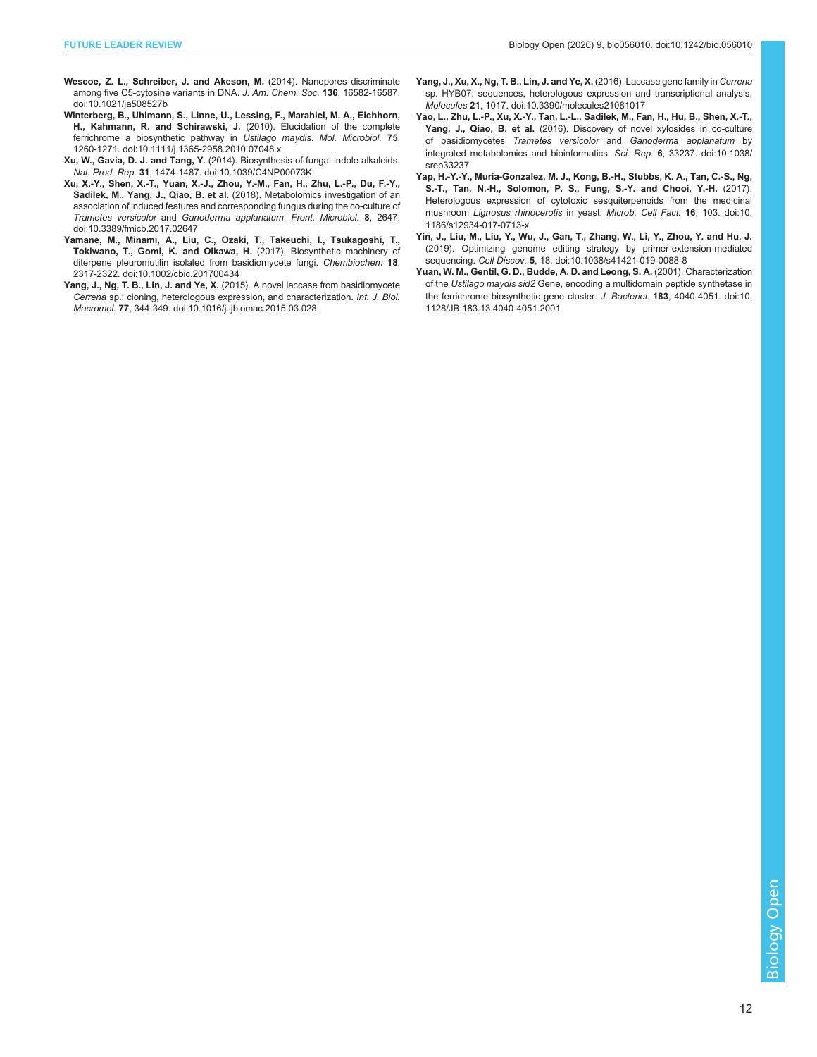**Wescoe, Z. L., Schreiber, J. and Akeson, M.** (2014). Nanopores discriminate among five C5-cytosine variants in DNA. *J. Am. Chem. Soc.* **136**, 16582-16587. doi:10.1021/ja508527b

**Winterberg, B., Uhlmann, S., Linne, U., Lessing, F., Marahiel, M. A., Eichhorn, H., Kahmann, R. and Schirawski, J.** (2010). Elucidation of the complete ferrichrome a biosynthetic pathway in *Ustilago maydis*. *Mol. Microbiol.* **75**, 1260-1271. doi:10.1111/j.1365-2958.2010.07048.x

**Xu, W., Gavia, D. J. and Tang, Y.** (2014). Biosynthesis of fungal indole alkaloids. *Nat. Prod. Rep.* **31**, 1474-1487. doi:10.1039/C4NP00073K

**Xu, X.-Y., Shen, X.-T., Yuan, X.-J., Zhou, Y.-M., Fan, H., Zhu, L.-P., Du, F.-Y., Sadilek, M., Yang, J., Qiao, B. et al.** (2018). Metabolomics investigation of an association of induced features and corresponding fungus during the co-culture of *Trametes versicolor* and *Ganoderma applanatum*. *Front. Microbiol.* **8**, 2647. doi:10.3389/fmicb.2017.02647

**Yamane, M., Minami, A., Liu, C., Ozaki, T., Takeuchi, I., Tsukagoshi, T., Tokiwano, T., Gomi, K. and Oikawa, H.** (2017). Biosynthetic machinery of diterpene pleuromutilin isolated from basidiomycete fungi. *Chembiochem* **18**, 2317-2322. doi:10.1002/cbic.201700434

**Yang, J., Ng, T. B., Lin, J. and Ye, X.** (2015). A novel laccase from basidiomycete *Cerrena* sp.: cloning, heterologous expression, and characterization. *Int. J. Biol. Macromol.* **77**, 344-349. doi:10.1016/j.ijbiomac.2015.03.028

**Yang, J., Xu, X., Ng, T. B., Lin, J. and Ye, X.** (2016). Laccase gene family in *Cerrena* sp. HYB07: sequences, heterologous expression and transcriptional analysis. *Molecules* **21**, 1017. doi:10.3390/molecules21081017

**Yao, L., Zhu, L.-P., Xu, X.-Y., Tan, L.-L., Sadilek, M., Fan, H., Hu, B., Shen, X.-T., Yang, J., Qiao, B. et al.** (2016). Discovery of novel xylosides in co-culture of basidiomycetes *Trametes versicolor* and *Ganoderma applanatum* by integrated metabolomics and bioinformatics. *Sci. Rep.* **6**, 33237. doi:10.1038/srep33237

**Yap, H.-Y.-Y., Muria-Gonzalez, M. J., Kong, B.-H., Stubbs, K. A., Tan, C.-S., Ng, S.-T., Tan, N.-H., Solomon, P. S., Fung, S.-Y. and Chooi, Y.-H.** (2017). Heterologous expression of cytotoxic sesquiterpenoids from the medicinal mushroom *Lignosus rhinocerotis* in yeast. *Microb. Cell Fact.* **16**, 103. doi:10.1186/s12934-017-0713-x

**Yin, J., Liu, M., Liu, Y., Wu, J., Gan, T., Zhang, W., Li, Y., Zhou, Y. and Hu, J.** (2019). Optimizing genome editing strategy by primer-extension-mediated sequencing. *Cell Discov.* **5**, 18. doi:10.1038/s41421-019-0088-8

**Yuan, W. M., Gentil, G. D., Budde, A. D. and Leong, S. A.** (2001). Characterization of the *Ustilago maydis sid2* Gene, encoding a multidomain peptide synthetase in the ferrichrome biosynthetic gene cluster. *J. Bacteriol.* **183**, 4040-4051. doi:10.1128/JB.183.13.4040-4051.2001